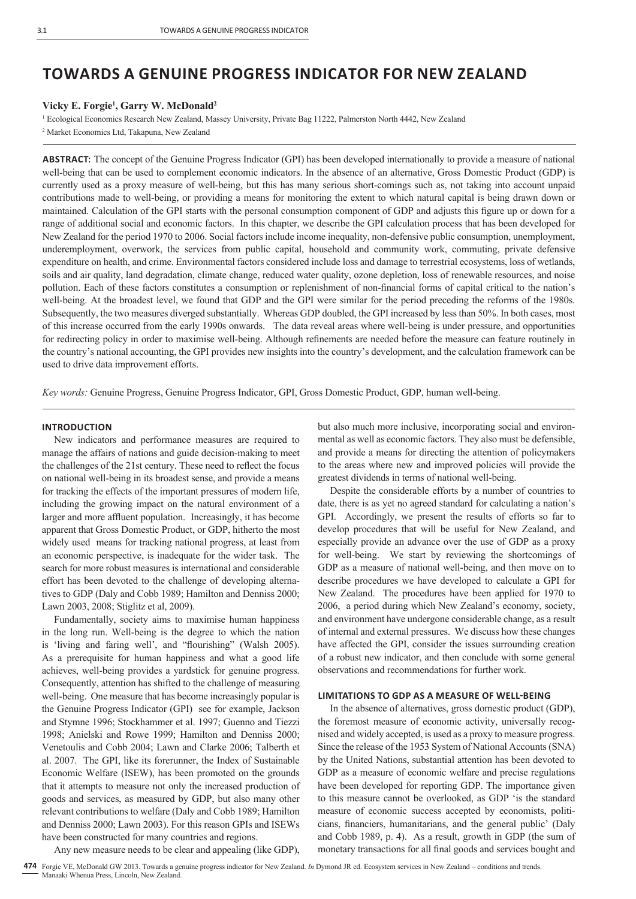# TOWARDS A GENUINE PROGRESS INDICATOR FOR NEW ZEALAND

**Vicky E. Forgie[1], Garry W. McDonald[2]**

[1] Ecological Economics Research New Zealand, Massey University, Private Bag 11222, Palmerston North 4442, New Zealand

[2] Market Economics Ltd, Takapuna, New Zealand

**ABSTRACT**: The concept of the Genuine Progress Indicator (GPI) has been developed internationally to provide a measure of national well-being that can be used to complement economic indicators. In the absence of an alternative, Gross Domestic Product (GDP) is currently used as a proxy measure of well-being, but this has many serious short-comings such as, not taking into account unpaid contributions made to well-being, or providing a means for monitoring the extent to which natural capital is being drawn down or maintained. Calculation of the GPI starts with the personal consumption component of GDP and adjusts this figure up or down for a range of additional social and economic factors. In this chapter, we describe the GPI calculation process that has been developed for New Zealand for the period 1970 to 2006. Social factors include income inequality, non-defensive public consumption, unemployment, underemployment, overwork, the services from public capital, household and community work, commuting, private defensive expenditure on health, and crime. Environmental factors considered include loss and damage to terrestrial ecosystems, loss of wetlands, soils and air quality, land degradation, climate change, reduced water quality, ozone depletion, loss of renewable resources, and noise pollution. Each of these factors constitutes a consumption or replenishment of non-financial forms of capital critical to the nation's well-being. At the broadest level, we found that GDP and the GPI were similar for the period preceding the reforms of the 1980s. Subsequently, the two measures diverged substantially. Whereas GDP doubled, the GPI increased by less than 50%. In both cases, most of this increase occurred from the early 1990s onwards. The data reveal areas where well-being is under pressure, and opportunities for redirecting policy in order to maximise well-being. Although refinements are needed before the measure can feature routinely in the country's national accounting, the GPI provides new insights into the country's development, and the calculation framework can be used to drive data improvement efforts.

*Key words:* Genuine Progress, Genuine Progress Indicator, GPI, Gross Domestic Product, GDP, human well-being.

## INTRODUCTION

New indicators and performance measures are required to manage the affairs of nations and guide decision-making to meet the challenges of the 21st century. These need to reflect the focus on national well-being in its broadest sense, and provide a means for tracking the effects of the important pressures of modern life, including the growing impact on the natural environment of a larger and more affluent population. Increasingly, it has become apparent that Gross Domestic Product, or GDP, hitherto the most widely used means for tracking national progress, at least from an economic perspective, is inadequate for the wider task. The search for more robust measures is international and considerable effort has been devoted to the challenge of developing alternatives to GDP (Daly and Cobb 1989; Hamilton and Denniss 2000; Lawn 2003, 2008; Stiglitz et al, 2009).

Fundamentally, society aims to maximise human happiness in the long run. Well-being is the degree to which the nation is 'living and faring well', and "flourishing" (Walsh 2005). As a prerequisite for human happiness and what a good life achieves, well-being provides a yardstick for genuine progress. Consequently, attention has shifted to the challenge of measuring well-being. One measure that has become increasingly popular is the Genuine Progress Indicator (GPI) see for example, Jackson and Stymne 1996; Stockhammer et al. 1997; Guenno and Tiezzi 1998; Anielski and Rowe 1999; Hamilton and Denniss 2000; Venetoulis and Cobb 2004; Lawn and Clarke 2006; Talberth et al. 2007. The GPI, like its forerunner, the Index of Sustainable Economic Welfare (ISEW), has been promoted on the grounds that it attempts to measure not only the increased production of goods and services, as measured by GDP, but also many other relevant contributions to welfare (Daly and Cobb 1989; Hamilton and Denniss 2000; Lawn 2003). For this reason GPIs and ISEWs have been constructed for many countries and regions.

Any new measure needs to be clear and appealing (like GDP), but also much more inclusive, incorporating social and environmental as well as economic factors. They also must be defensible, and provide a means for directing the attention of policymakers to the areas where new and improved policies will provide the greatest dividends in terms of national well-being.

Despite the considerable efforts by a number of countries to date, there is as yet no agreed standard for calculating a nation's GPI. Accordingly, we present the results of efforts so far to develop procedures that will be useful for New Zealand, and especially provide an advance over the use of GDP as a proxy for well-being. We start by reviewing the shortcomings of GDP as a measure of national well-being, and then move on to describe procedures we have developed to calculate a GPI for New Zealand. The procedures have been applied for 1970 to 2006, a period during which New Zealand's economy, society, and environment have undergone considerable change, as a result of internal and external pressures. We discuss how these changes have affected the GPI, consider the issues surrounding creation of a robust new indicator, and then conclude with some general observations and recommendations for further work.

## LIMITATIONS TO GDP AS A MEASURE OF WELL-BEING

In the absence of alternatives, gross domestic product (GDP), the foremost measure of economic activity, universally recognised and widely accepted, is used as a proxy to measure progress. Since the release of the 1953 System of National Accounts (SNA) by the United Nations, substantial attention has been devoted to GDP as a measure of economic welfare and precise regulations have been developed for reporting GDP. The importance given to this measure cannot be overlooked, as GDP 'is the standard measure of economic success accepted by economists, politicians, financiers, humanitarians, and the general public' (Daly and Cobb 1989, p. 4). As a result, growth in GDP (the sum of monetary transactions for all final goods and services bought and

Forgie VE, McDonald GW 2013. Towards a genuine progress indicator for New Zealand. *In* Dymond JR ed. Ecosystem services in New Zealand – conditions and trends. Manaaki Whenua Press, Lincoln, New Zealand.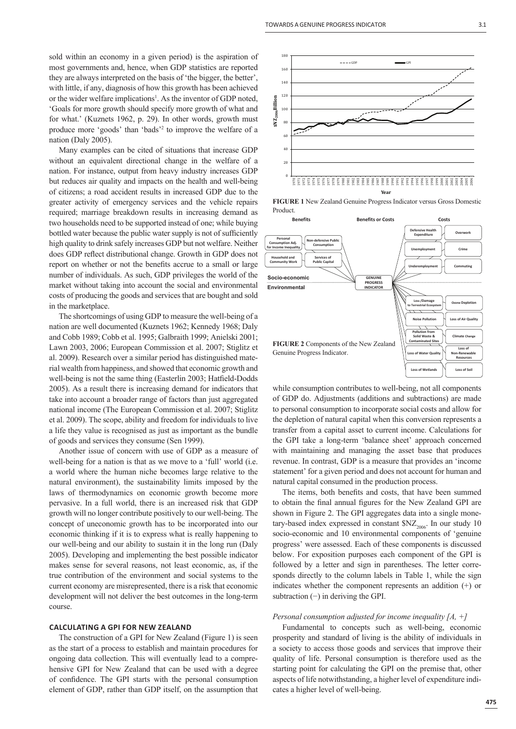sold within an economy in a given period) is the aspiration of most governments and, hence, when GDP statistics are reported they are always interpreted on the basis of 'the bigger, the better', with little, if any, diagnosis of how this growth has been achieved or the wider welfare implications[1]. As the inventor of GDP noted, 'Goals for more growth should specify more growth of what and for what.' (Kuznets 1962, p. 29). In other words, growth must produce more 'goods' than 'bads'[2] to improve the welfare of a nation (Daly 2005).

Many examples can be cited of situations that increase GDP without an equivalent directional change in the welfare of a nation. For instance, output from heavy industry increases GDP but reduces air quality and impacts on the health and well-being of citizens; a road accident results in increased GDP due to the greater activity of emergency services and the vehicle repairs required; marriage breakdown results in increasing demand as two households need to be supported instead of one; while buying bottled water because the public water supply is not of sufficiently high quality to drink safely increases GDP but not welfare. Neither does GDP reflect distributional change. Growth in GDP does not report on whether or not the benefits accrue to a small or large number of individuals. As such, GDP privileges the world of the market without taking into account the social and environmental costs of producing the goods and services that are bought and sold in the marketplace.

The shortcomings of using GDP to measure the well-being of a nation are well documented (Kuznets 1962; Kennedy 1968; Daly and Cobb 1989; Cobb et al. 1995; Galbraith 1999; Anielski 2001; Lawn 2003, 2006; European Commission et al. 2007; Stiglitz et al. 2009). Research over a similar period has distinguished material wealth from happiness, and showed that economic growth and well-being is not the same thing (Easterlin 2003; Hatfield-Dodds 2005). As a result there is increasing demand for indicators that take into account a broader range of factors than just aggregated national income (The European Commission et al. 2007; Stiglitz et al. 2009). The scope, ability and freedom for individuals to live a life they value is recognised as just as important as the bundle of goods and services they consume (Sen 1999).

Another issue of concern with use of GDP as a measure of well-being for a nation is that as we move to a 'full' world (i.e. a world where the human niche becomes large relative to the natural environment), the sustainability limits imposed by the laws of thermodynamics on economic growth become more pervasive. In a full world, there is an increased risk that GDP growth will no longer contribute positively to our well-being. The concept of uneconomic growth has to be incorporated into our economic thinking if it is to express what is really happening to our well-being and our ability to sustain it in the long run (Daly 2005). Developing and implementing the best possible indicator makes sense for several reasons, not least economic, as, if the true contribution of the environment and social systems to the current economy are misrepresented, there is a risk that economic development will not deliver the best outcomes in the long-term course.

## CALCULATING A GPI FOR NEW ZEALAND

The construction of a GPI for New Zealand (Figure 1) is seen as the start of a process to establish and maintain procedures for ongoing data collection. This will eventually lead to a comprehensive GPI for New Zealand that can be used with a degree of confidence. The GPI starts with the personal consumption element of GDP, rather than GDP itself, on the assumption that while consumption contributes to well-being, not all components of GDP do. Adjustments (additions and subtractions) are made to personal consumption to incorporate social costs and allow for the depletion of natural capital when this conversion represents a transfer from a capital asset to current income. Calculations for the GPI take a long-term 'balance sheet' approach concerned with maintaining and managing the asset base that produces revenue. In contrast, GDP is a measure that provides an 'income statement' for a given period and does not account for human and natural capital consumed in the production process.

**FIGURE 1** New Zealand Genuine Progress Indicator versus Gross Domestic Product.

**FIGURE 2** Components of the New Zealand Genuine Progress Indicator.

The items, both benefits and costs, that have been summed to obtain the final annual figures for the New Zealand GPI are shown in Figure 2. The GPI aggregates data into a single monetary-based index expressed in constant $\$NZ_{2006}$. In our study 10 socio-economic and 10 environmental components of 'genuine progress' were assessed. Each of these components is discussed below. For exposition purposes each component of the GPI is followed by a letter and sign in parentheses. The letter corresponds directly to the column labels in Table 1, while the sign indicates whether the component represents an addition (+) or subtraction (−) in deriving the GPI.

*Personal consumption adjusted for income inequality [A, +]*

Fundamental to concepts such as well-being, economic prosperity and standard of living is the ability of individuals in a society to access those goods and services that improve their quality of life. Personal consumption is therefore used as the starting point for calculating the GPI on the premise that, other aspects of life notwithstanding, a higher level of expenditure indicates a higher level of well-being.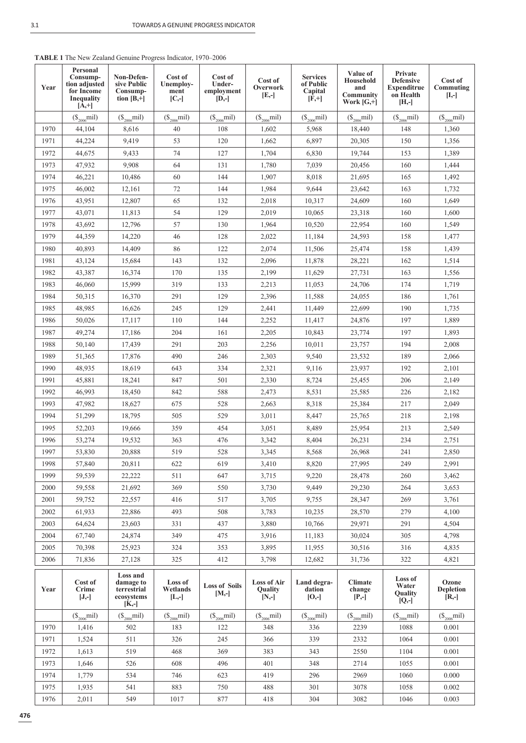**TABLE 1** The New Zealand Genuine Progress Indicator, 1970–2006

| Year | Personal Consumption adjusted for Income Inequality [A,+] | Non-Defensive Public Consumption [B,+] | Cost of Unemployment [C,-] | Cost of Under-employment [D,-] | Cost of Overwork [E,-] | Services of Public Capital [F,+] | Value of Household and Community Work [G,+] | Private Defensive Expenditrue on Health [H,-] | Cost of Commuting [I,-] |
|---|---|---|---|---|---|---|---|---|---|
| | ($_{2006}$mil) | ($_{2006}$mil) | ($_{2006}$mil) | ($_{2006}$mil) | ($_{2006}$mil) | ($_{2006}$mil) | ($_{2006}$mil) | ($_{2006}$mil) | ($_{2006}$mil) |
| 1970 | 44,104 | 8,616 | 40 | 108 | 1,602 | 5,968 | 18,440 | 148 | 1,360 |
| 1971 | 44,224 | 9,419 | 53 | 120 | 1,662 | 6,897 | 20,305 | 150 | 1,356 |
| 1972 | 44,675 | 9,433 | 74 | 127 | 1,704 | 6,830 | 19,744 | 153 | 1,389 |
| 1973 | 47,932 | 9,908 | 64 | 131 | 1,780 | 7,039 | 20,456 | 160 | 1,444 |
| 1974 | 46,221 | 10,486 | 60 | 144 | 1,907 | 8,018 | 21,695 | 165 | 1,492 |
| 1975 | 46,002 | 12,161 | 72 | 144 | 1,984 | 9,644 | 23,642 | 163 | 1,732 |
| 1976 | 43,951 | 12,807 | 65 | 132 | 2,018 | 10,317 | 24,609 | 160 | 1,649 |
| 1977 | 43,071 | 11,813 | 54 | 129 | 2,019 | 10,065 | 23,318 | 160 | 1,600 |
| 1978 | 43,692 | 12,796 | 57 | 130 | 1,964 | 10,520 | 22,954 | 160 | 1,549 |
| 1979 | 44,359 | 14,220 | 46 | 128 | 2,022 | 11,184 | 24,593 | 158 | 1,477 |
| 1980 | 40,893 | 14,409 | 86 | 122 | 2,074 | 11,506 | 25,474 | 158 | 1,439 |
| 1981 | 43,124 | 15,684 | 143 | 132 | 2,096 | 11,878 | 28,221 | 162 | 1,514 |
| 1982 | 43,387 | 16,374 | 170 | 135 | 2,199 | 11,629 | 27,731 | 163 | 1,556 |
| 1983 | 46,060 | 15,999 | 319 | 133 | 2,213 | 11,053 | 24,706 | 174 | 1,719 |
| 1984 | 50,315 | 16,370 | 291 | 129 | 2,396 | 11,588 | 24,055 | 186 | 1,761 |
| 1985 | 48,985 | 16,626 | 245 | 129 | 2,441 | 11,449 | 22,699 | 190 | 1,735 |
| 1986 | 50,026 | 17,117 | 110 | 144 | 2,252 | 11,417 | 24,876 | 197 | 1,889 |
| 1987 | 49,274 | 17,186 | 204 | 161 | 2,205 | 10,843 | 23,774 | 197 | 1,893 |
| 1988 | 50,140 | 17,439 | 291 | 203 | 2,256 | 10,011 | 23,757 | 194 | 2,008 |
| 1989 | 51,365 | 17,876 | 490 | 246 | 2,303 | 9,540 | 23,532 | 189 | 2,066 |
| 1990 | 48,935 | 18,619 | 643 | 334 | 2,321 | 9,116 | 23,937 | 192 | 2,101 |
| 1991 | 45,881 | 18,241 | 847 | 501 | 2,330 | 8,724 | 25,455 | 206 | 2,149 |
| 1992 | 46,993 | 18,450 | 842 | 588 | 2,473 | 8,531 | 25,585 | 226 | 2,182 |
| 1993 | 47,982 | 18,627 | 675 | 528 | 2,663 | 8,318 | 25,384 | 217 | 2,049 |
| 1994 | 51,299 | 18,795 | 505 | 529 | 3,011 | 8,447 | 25,765 | 218 | 2,198 |
| 1995 | 52,203 | 19,666 | 359 | 454 | 3,051 | 8,489 | 25,954 | 213 | 2,549 |
| 1996 | 53,274 | 19,532 | 363 | 476 | 3,342 | 8,404 | 26,231 | 234 | 2,751 |
| 1997 | 53,830 | 20,888 | 519 | 528 | 3,345 | 8,568 | 26,968 | 241 | 2,850 |
| 1998 | 57,840 | 20,811 | 622 | 619 | 3,410 | 8,820 | 27,995 | 249 | 2,991 |
| 1999 | 59,539 | 22,222 | 511 | 647 | 3,715 | 9,220 | 28,478 | 260 | 3,462 |
| 2000 | 59,558 | 21,692 | 369 | 550 | 3,730 | 9,449 | 29,230 | 264 | 3,653 |
| 2001 | 59,752 | 22,557 | 416 | 517 | 3,705 | 9,755 | 28,347 | 269 | 3,761 |
| 2002 | 61,933 | 22,886 | 493 | 508 | 3,783 | 10,235 | 28,570 | 279 | 4,100 |
| 2003 | 64,624 | 23,603 | 331 | 437 | 3,880 | 10,766 | 29,971 | 291 | 4,504 |
| 2004 | 67,740 | 24,874 | 349 | 475 | 3,916 | 11,183 | 30,024 | 305 | 4,798 |
| 2005 | 70,398 | 25,923 | 324 | 353 | 3,895 | 11,955 | 30,516 | 316 | 4,835 |
| 2006 | 71,836 | 27,128 | 325 | 412 | 3,798 | 12,682 | 31,736 | 322 | 4,821 |

| Year | Cost of Crime [J,-] | Loss and damage to terrestrial ecosystems [K,-] | Loss of Wetlands [L,-] | Loss of Soils [M,-] | Loss of Air Quality [N,-] | Land degradation [O,-] | Climate change [P,-] | Loss of Water Quality [Q,-] | Ozone Depletion [R,-] |
|---|---|---|---|---|---|---|---|---|---|
| | ($_{2006}$mil) | ($_{2006}$mil) | ($_{2006}$mil) | ($_{2006}$mil) | ($_{2006}$mil) | ($_{2006}$mil) | ($_{2006}$mil) | ($_{2006}$mil) | ($_{2006}$mil) |
| 1970 | 1,416 | 502 | 183 | 122 | 348 | 336 | 2239 | 1088 | 0.001 |
| 1971 | 1,524 | 511 | 326 | 245 | 366 | 339 | 2332 | 1064 | 0.001 |
| 1972 | 1,613 | 519 | 468 | 369 | 383 | 343 | 2550 | 1104 | 0.001 |
| 1973 | 1,646 | 526 | 608 | 496 | 401 | 348 | 2714 | 1055 | 0.001 |
| 1974 | 1,779 | 534 | 746 | 623 | 419 | 296 | 2969 | 1060 | 0.000 |
| 1975 | 1,935 | 541 | 883 | 750 | 488 | 301 | 3078 | 1058 | 0.002 |
| 1976 | 2,011 | 549 | 1017 | 877 | 418 | 304 | 3082 | 1046 | 0.003 |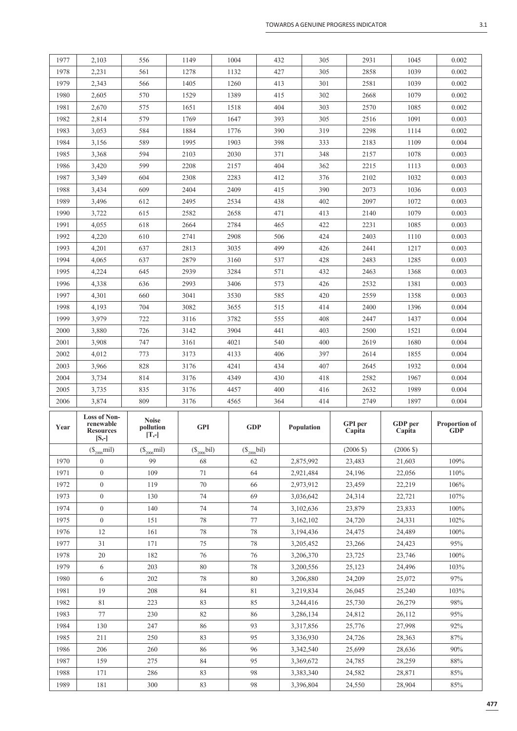| 1977 | 2,103 | 556 | 1149 | 1004 | 432 | 305 | 2931 | 1045 | 0.002 |
|---|---|---|---|---|---|---|---|---|---|
| 1978 | 2,231 | 561 | 1278 | 1132 | 427 | 305 | 2858 | 1039 | 0.002 |
| 1979 | 2,343 | 566 | 1405 | 1260 | 413 | 301 | 2581 | 1039 | 0.002 |
| 1980 | 2,605 | 570 | 1529 | 1389 | 415 | 302 | 2668 | 1079 | 0.002 |
| 1981 | 2,670 | 575 | 1651 | 1518 | 404 | 303 | 2570 | 1085 | 0.002 |
| 1982 | 2,814 | 579 | 1769 | 1647 | 393 | 305 | 2516 | 1091 | 0.003 |
| 1983 | 3,053 | 584 | 1884 | 1776 | 390 | 319 | 2298 | 1114 | 0.002 |
| 1984 | 3,156 | 589 | 1995 | 1903 | 398 | 333 | 2183 | 1109 | 0.004 |
| 1985 | 3,368 | 594 | 2103 | 2030 | 371 | 348 | 2157 | 1078 | 0.003 |
| 1986 | 3,420 | 599 | 2208 | 2157 | 404 | 362 | 2215 | 1113 | 0.003 |
| 1987 | 3,349 | 604 | 2308 | 2283 | 412 | 376 | 2102 | 1032 | 0.003 |
| 1988 | 3,434 | 609 | 2404 | 2409 | 415 | 390 | 2073 | 1036 | 0.003 |
| 1989 | 3,496 | 612 | 2495 | 2534 | 438 | 402 | 2097 | 1072 | 0.003 |
| 1990 | 3,722 | 615 | 2582 | 2658 | 471 | 413 | 2140 | 1079 | 0.003 |
| 1991 | 4,055 | 618 | 2664 | 2784 | 465 | 422 | 2231 | 1085 | 0.003 |
| 1992 | 4,220 | 610 | 2741 | 2908 | 506 | 424 | 2403 | 1110 | 0.003 |
| 1993 | 4,201 | 637 | 2813 | 3035 | 499 | 426 | 2441 | 1217 | 0.003 |
| 1994 | 4,065 | 637 | 2879 | 3160 | 537 | 428 | 2483 | 1285 | 0.003 |
| 1995 | 4,224 | 645 | 2939 | 3284 | 571 | 432 | 2463 | 1368 | 0.003 |
| 1996 | 4,338 | 636 | 2993 | 3406 | 573 | 426 | 2532 | 1381 | 0.003 |
| 1997 | 4,301 | 660 | 3041 | 3530 | 585 | 420 | 2559 | 1358 | 0.003 |
| 1998 | 4,193 | 704 | 3082 | 3655 | 515 | 414 | 2400 | 1396 | 0.004 |
| 1999 | 3,979 | 722 | 3116 | 3782 | 555 | 408 | 2447 | 1437 | 0.004 |
| 2000 | 3,880 | 726 | 3142 | 3904 | 441 | 403 | 2500 | 1521 | 0.004 |
| 2001 | 3,908 | 747 | 3161 | 4021 | 540 | 400 | 2619 | 1680 | 0.004 |
| 2002 | 4,012 | 773 | 3173 | 4133 | 406 | 397 | 2614 | 1855 | 0.004 |
| 2003 | 3,966 | 828 | 3176 | 4241 | 434 | 407 | 2645 | 1932 | 0.004 |
| 2004 | 3,734 | 814 | 3176 | 4349 | 430 | 418 | 2582 | 1967 | 0.004 |
| 2005 | 3,735 | 835 | 3176 | 4457 | 400 | 416 | 2632 | 1989 | 0.004 |
| 2006 | 3,874 | 809 | 3176 | 4565 | 364 | 414 | 2749 | 1897 | 0.004 |

| Year | Loss of Non-renewable Resources [S,-] | Noise pollution [T,-] | GPI | GDP | Population | GPI per Capita | GDP per Capita | Proportion of GDP |
|---|---|---|---|---|---|---|---|---|
| | ($_{2006}$mil) | ($_{2006}$mil) | ($_{2006}$bil) | ($_{2006}$bil) | | (2006 $) | (2006 $) | |
| 1970 | 0 | 99 | 68 | 62 | 2,875,992 | 23,483 | 21,603 | 109% |
| 1971 | 0 | 109 | 71 | 64 | 2,921,484 | 24,196 | 22,056 | 110% |
| 1972 | 0 | 119 | 70 | 66 | 2,973,912 | 23,459 | 22,219 | 106% |
| 1973 | 0 | 130 | 74 | 69 | 3,036,642 | 24,314 | 22,721 | 107% |
| 1974 | 0 | 140 | 74 | 74 | 3,102,636 | 23,879 | 23,833 | 100% |
| 1975 | 0 | 151 | 78 | 77 | 3,162,102 | 24,720 | 24,331 | 102% |
| 1976 | 12 | 161 | 78 | 78 | 3,194,436 | 24,475 | 24,489 | 100% |
| 1977 | 31 | 171 | 75 | 78 | 3,205,452 | 23,266 | 24,423 | 95% |
| 1978 | 20 | 182 | 76 | 76 | 3,206,370 | 23,725 | 23,746 | 100% |
| 1979 | 6 | 203 | 80 | 78 | 3,200,556 | 25,123 | 24,496 | 103% |
| 1980 | 6 | 202 | 78 | 80 | 3,206,880 | 24,209 | 25,072 | 97% |
| 1981 | 19 | 208 | 84 | 81 | 3,219,834 | 26,045 | 25,240 | 103% |
| 1982 | 81 | 223 | 83 | 85 | 3,244,416 | 25,730 | 26,279 | 98% |
| 1983 | 77 | 230 | 82 | 86 | 3,286,134 | 24,812 | 26,112 | 95% |
| 1984 | 130 | 247 | 86 | 93 | 3,317,856 | 25,776 | 27,998 | 92% |
| 1985 | 211 | 250 | 83 | 95 | 3,336,930 | 24,726 | 28,363 | 87% |
| 1986 | 206 | 260 | 86 | 96 | 3,342,540 | 25,699 | 28,636 | 90% |
| 1987 | 159 | 275 | 84 | 95 | 3,369,672 | 24,785 | 28,259 | 88% |
| 1988 | 171 | 286 | 83 | 98 | 3,383,340 | 24,582 | 28,871 | 85% |
| 1989 | 181 | 300 | 83 | 98 | 3,396,804 | 24,550 | 28,904 | 85% |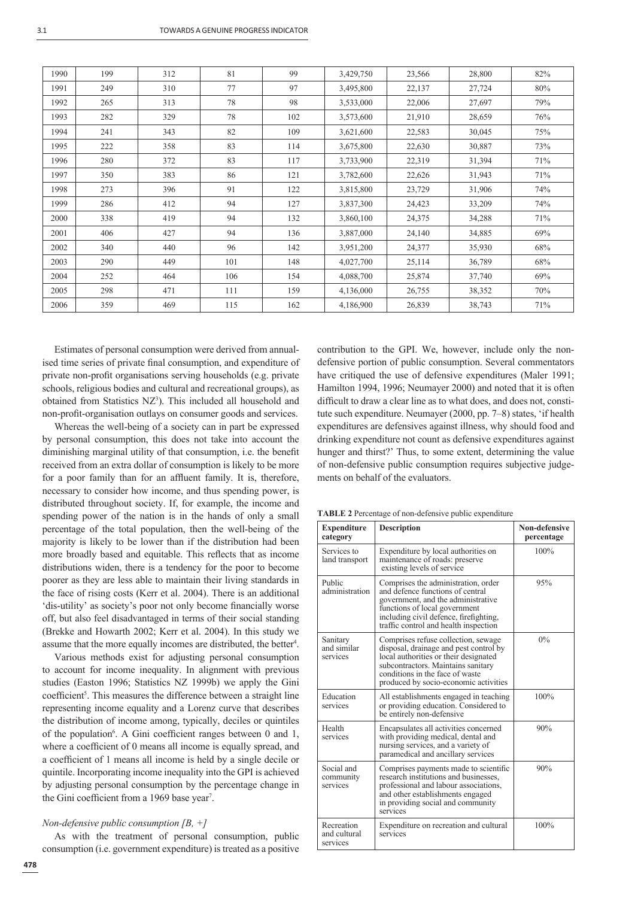| 1990 | 199 | 312 | 81 | 99 | 3,429,750 | 23,566 | 28,800 | 82% |
|---|---|---|---|---|---|---|---|---|
| 1991 | 249 | 310 | 77 | 97 | 3,495,800 | 22,137 | 27,724 | 80% |
| 1992 | 265 | 313 | 78 | 98 | 3,533,000 | 22,006 | 27,697 | 79% |
| 1993 | 282 | 329 | 78 | 102 | 3,573,600 | 21,910 | 28,659 | 76% |
| 1994 | 241 | 343 | 82 | 109 | 3,621,600 | 22,583 | 30,045 | 75% |
| 1995 | 222 | 358 | 83 | 114 | 3,675,800 | 22,630 | 30,887 | 73% |
| 1996 | 280 | 372 | 83 | 117 | 3,733,900 | 22,319 | 31,394 | 71% |
| 1997 | 350 | 383 | 86 | 121 | 3,782,600 | 22,626 | 31,943 | 71% |
| 1998 | 273 | 396 | 91 | 122 | 3,815,800 | 23,729 | 31,906 | 74% |
| 1999 | 286 | 412 | 94 | 127 | 3,837,300 | 24,423 | 33,209 | 74% |
| 2000 | 338 | 419 | 94 | 132 | 3,860,100 | 24,375 | 34,288 | 71% |
| 2001 | 406 | 427 | 94 | 136 | 3,887,000 | 24,140 | 34,885 | 69% |
| 2002 | 340 | 440 | 96 | 142 | 3,951,200 | 24,377 | 35,930 | 68% |
| 2003 | 290 | 449 | 101 | 148 | 4,027,700 | 25,114 | 36,789 | 68% |
| 2004 | 252 | 464 | 106 | 154 | 4,088,700 | 25,874 | 37,740 | 69% |
| 2005 | 298 | 471 | 111 | 159 | 4,136,000 | 26,755 | 38,352 | 70% |
| 2006 | 359 | 469 | 115 | 162 | 4,186,900 | 26,839 | 38,743 | 71% |

Estimates of personal consumption were derived from annualised time series of private final consumption, and expenditure of private non-profit organisations serving households (e.g. private schools, religious bodies and cultural and recreational groups), as obtained from Statistics NZ[3]). This included all household and non-profit-organisation outlays on consumer goods and services.

Whereas the well-being of a society can in part be expressed by personal consumption, this does not take into account the diminishing marginal utility of that consumption, i.e. the benefit received from an extra dollar of consumption is likely to be more for a poor family than for an affluent family. It is, therefore, necessary to consider how income, and thus spending power, is distributed throughout society. If, for example, the income and spending power of the nation is in the hands of only a small percentage of the total population, then the well-being of the majority is likely to be lower than if the distribution had been more broadly based and equitable. This reflects that as income distributions widen, there is a tendency for the poor to become poorer as they are less able to maintain their living standards in the face of rising costs (Kerr et al. 2004). There is an additional 'dis-utility' as society's poor not only become financially worse off, but also feel disadvantaged in terms of their social standing (Brekke and Howarth 2002; Kerr et al. 2004). In this study we assume that the more equally incomes are distributed, the better[4].

Various methods exist for adjusting personal consumption to account for income inequality. In alignment with previous studies (Easton 1996; Statistics NZ 1999b) we apply the Gini coefficient[5]. This measures the difference between a straight line representing income equality and a Lorenz curve that describes the distribution of income among, typically, deciles or quintiles of the population[6]. A Gini coefficient ranges between 0 and 1, where a coefficient of 0 means all income is equally spread, and a coefficient of 1 means all income is held by a single decile or quintile. Incorporating income inequality into the GPI is achieved by adjusting personal consumption by the percentage change in the Gini coefficient from a 1969 base year[7].

*Non-defensive public consumption [B, +]*

As with the treatment of personal consumption, public consumption (i.e. government expenditure) is treated as a positive contribution to the GPI. We, however, include only the non-defensive portion of public consumption. Several commentators have critiqued the use of defensive expenditures (Maler 1991; Hamilton 1994, 1996; Neumayer 2000) and noted that it is often difficult to draw a clear line as to what does, and does not, constitute such expenditure. Neumayer (2000, pp. 7–8) states, 'if health expenditures are defensives against illness, why should food and drinking expenditure not count as defensive expenditures against hunger and thirst?' Thus, to some extent, determining the value of non-defensive public consumption requires subjective judgements on behalf of the evaluators.

**TABLE 2** Percentage of non-defensive public expenditure

| Expenditure category | Description | Non-defensive percentage |
|---|---|---|
| Services to land transport | Expenditure by local authorities on maintenance of roads: preserve existing levels of service | 100% |
| Public administration | Comprises the administration, order and defence functions of central government, and the administrative functions of local government including civil defence, firefighting, traffic control and health inspection | 95% |
| Sanitary and similar services | Comprises refuse collection, sewage disposal, drainage and pest control by local authorities or their designated subcontractors. Maintains sanitary conditions in the face of waste produced by socio-economic activities | 0% |
| Education services | All establishments engaged in teaching or providing education. Considered to be entirely non-defensive | 100% |
| Health services | Encapsulates all activities concerned with providing medical, dental and nursing services, and a variety of paramedical and ancillary services | 90% |
| Social and community services | Comprises payments made to scientific research institutions and businesses, professional and labour associations, and other establishments engaged in providing social and community services | 90% |
| Recreation and cultural services | Expenditure on recreation and cultural services | 100% |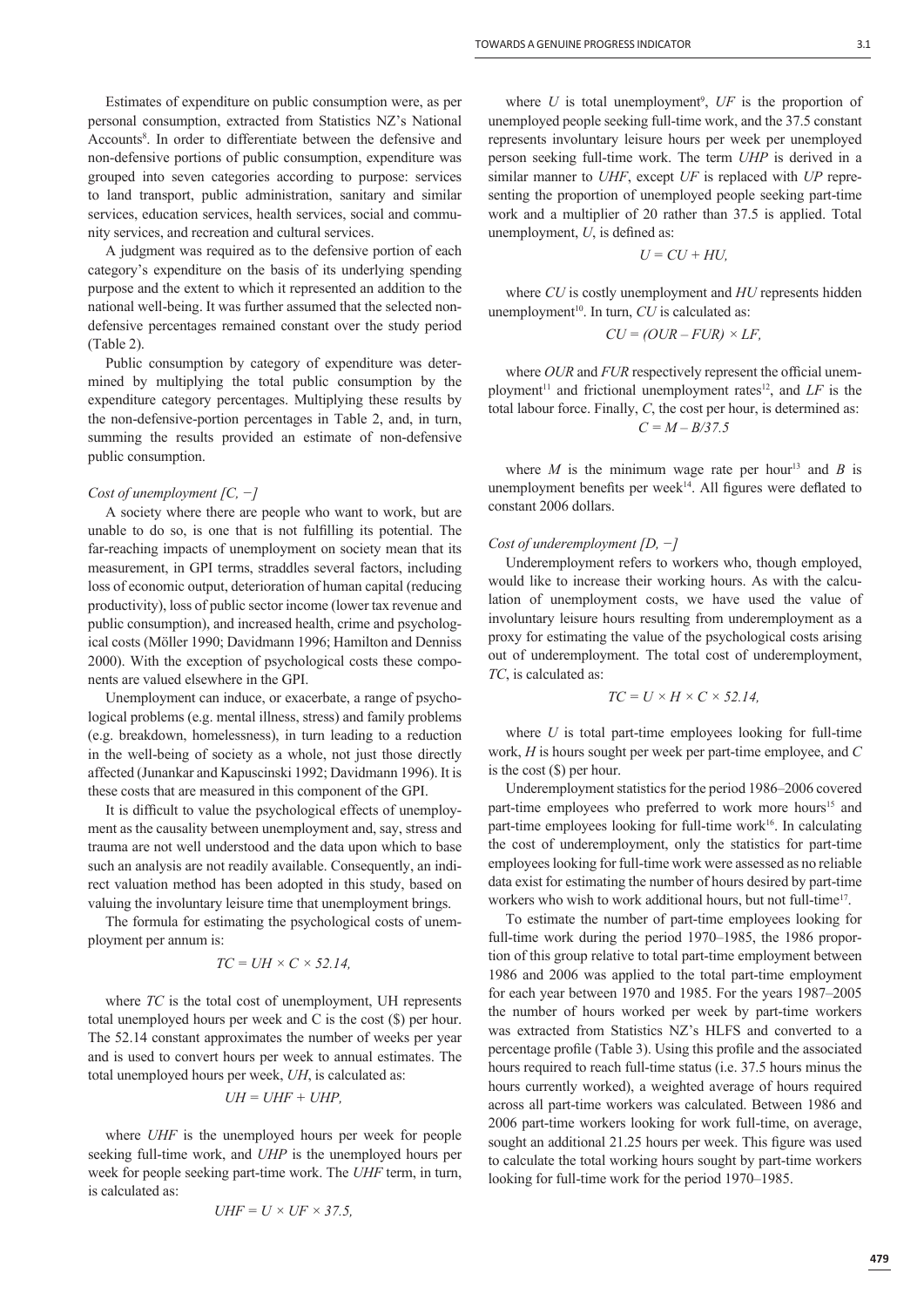Estimates of expenditure on public consumption were, as per personal consumption, extracted from Statistics NZ's National Accounts[8]. In order to differentiate between the defensive and non-defensive portions of public consumption, expenditure was grouped into seven categories according to purpose: services to land transport, public administration, sanitary and similar services, education services, health services, social and community services, and recreation and cultural services.

A judgment was required as to the defensive portion of each category's expenditure on the basis of its underlying spending purpose and the extent to which it represented an addition to the national well-being. It was further assumed that the selected non-defensive percentages remained constant over the study period (Table 2).

Public consumption by category of expenditure was determined by multiplying the total public consumption by the expenditure category percentages. Multiplying these results by the non-defensive-portion percentages in Table 2, and, in turn, summing the results provided an estimate of non-defensive public consumption.

*Cost of unemployment [C, −]*

A society where there are people who want to work, but are unable to do so, is one that is not fulfilling its potential. The far-reaching impacts of unemployment on society mean that its measurement, in GPI terms, straddles several factors, including loss of economic output, deterioration of human capital (reducing productivity), loss of public sector income (lower tax revenue and public consumption), and increased health, crime and psychological costs (Möller 1990; Davidmann 1996; Hamilton and Denniss 2000). With the exception of psychological costs these components are valued elsewhere in the GPI.

Unemployment can induce, or exacerbate, a range of psychological problems (e.g. mental illness, stress) and family problems (e.g. breakdown, homelessness), in turn leading to a reduction in the well-being of society as a whole, not just those directly affected (Junankar and Kapuscinski 1992; Davidmann 1996). It is these costs that are measured in this component of the GPI.

It is difficult to value the psychological effects of unemployment as the causality between unemployment and, say, stress and trauma are not well understood and the data upon which to base such an analysis are not readily available. Consequently, an indirect valuation method has been adopted in this study, based on valuing the involuntary leisure time that unemployment brings.

The formula for estimating the psychological costs of unemployment per annum is:

$$TC = UH \times C \times 52.14,$$

where $TC$ is the total cost of unemployment, UH represents total unemployed hours per week and C is the cost ($) per hour. The 52.14 constant approximates the number of weeks per year and is used to convert hours per week to annual estimates. The total unemployed hours per week, $UH$, is calculated as:

$$UH = UHF + UHP,$$

where $UHF$ is the unemployed hours per week for people seeking full-time work, and $UHP$ is the unemployed hours per week for people seeking part-time work. The $UHF$ term, in turn, is calculated as:

$$UHF = U \times UF \times 37.5,$$

where $U$ is total unemployment[9], $UF$ is the proportion of unemployed people seeking full-time work, and the 37.5 constant represents involuntary leisure hours per week per unemployed person seeking full-time work. The term $UHP$ is derived in a similar manner to $UHF$, except $UF$ is replaced with $UP$ representing the proportion of unemployed people seeking part-time work and a multiplier of 20 rather than 37.5 is applied. Total unemployment, $U$, is defined as:

$$U = CU + HU,$$

where $CU$ is costly unemployment and $HU$ represents hidden unemployment[10]. In turn, $CU$ is calculated as:

$$CU = (OUR - FUR) \times LF,$$

where $OUR$ and $FUR$ respectively represent the official unemployment[11] and frictional unemployment rates[12], and $LF$ is the total labour force. Finally, $C$, the cost per hour, is determined as:

$$C = M - B/37.5$$

where $M$ is the minimum wage rate per hour[13] and $B$ is unemployment benefits per week[14]. All figures were deflated to constant 2006 dollars.

*Cost of underemployment [D, −]*

Underemployment refers to workers who, though employed, would like to increase their working hours. As with the calculation of unemployment costs, we have used the value of involuntary leisure hours resulting from underemployment as a proxy for estimating the value of the psychological costs arising out of underemployment. The total cost of underemployment, $TC$, is calculated as:

$$TC = U \times H \times C \times 52.14,$$

where $U$ is total part-time employees looking for full-time work, $H$ is hours sought per week per part-time employee, and $C$ is the cost ($) per hour.

Underemployment statistics for the period 1986–2006 covered part-time employees who preferred to work more hours[15] and part-time employees looking for full-time work[16]. In calculating the cost of underemployment, only the statistics for part-time employees looking for full-time work were assessed as no reliable data exist for estimating the number of hours desired by part-time workers who wish to work additional hours, but not full-time[17].

To estimate the number of part-time employees looking for full-time work during the period 1970–1985, the 1986 proportion of this group relative to total part-time employment between 1986 and 2006 was applied to the total part-time employment for each year between 1970 and 1985. For the years 1987–2005 the number of hours worked per week by part-time workers was extracted from Statistics NZ's HLFS and converted to a percentage profile (Table 3). Using this profile and the associated hours required to reach full-time status (i.e. 37.5 hours minus the hours currently worked), a weighted average of hours required across all part-time workers was calculated. Between 1986 and 2006 part-time workers looking for work full-time, on average, sought an additional 21.25 hours per week. This figure was used to calculate the total working hours sought by part-time workers looking for full-time work for the period 1970–1985.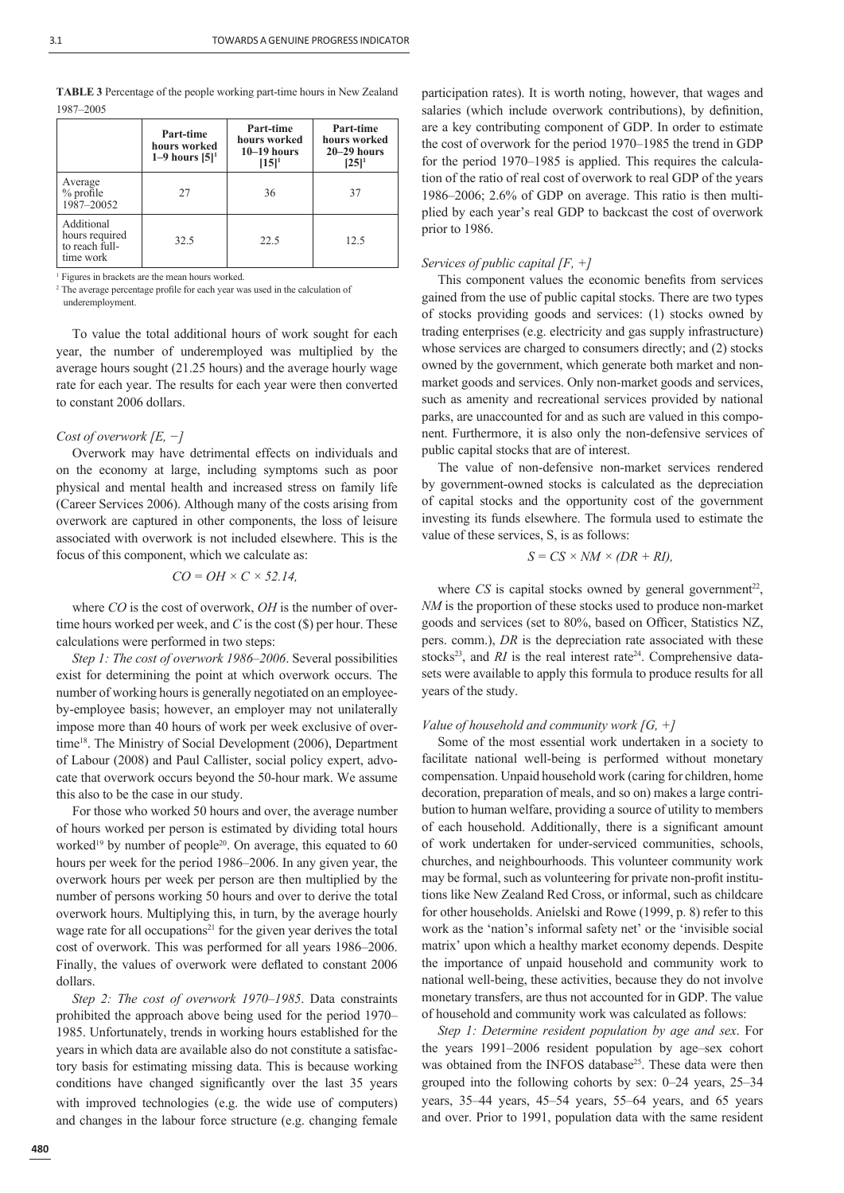**TABLE 3** Percentage of the people working part-time hours in New Zealand 1987–2005

| | Part-time hours worked 1–9 hours [5][1] | Part-time hours worked 10–19 hours [15][1] | Part-time hours worked 20–29 hours [25][1] |
|---|---|---|---|
| Average % profile 1987–2005[2] | 27 | 36 | 37 |
| Additional hours required to reach full-time work | 32.5 | 22.5 | 12.5 |

[1] Figures in brackets are the mean hours worked.
[2] The average percentage profile for each year was used in the calculation of underemployment.

To value the total additional hours of work sought for each year, the number of underemployed was multiplied by the average hours sought (21.25 hours) and the average hourly wage rate for each year. The results for each year were then converted to constant 2006 dollars.

*Cost of overwork [E, −]*

Overwork may have detrimental effects on individuals and on the economy at large, including symptoms such as poor physical and mental health and increased stress on family life (Career Services 2006). Although many of the costs arising from overwork are captured in other components, the loss of leisure associated with overwork is not included elsewhere. This is the focus of this component, which we calculate as:

$$CO = OH \times C \times 52.14,$$

where *CO* is the cost of overwork, *OH* is the number of overtime hours worked per week, and *C* is the cost ($) per hour. These calculations were performed in two steps:

*Step 1: The cost of overwork 1986–2006*. Several possibilities exist for determining the point at which overwork occurs. The number of working hours is generally negotiated on an employee-by-employee basis; however, an employer may not unilaterally impose more than 40 hours of work per week exclusive of overtime[18]. The Ministry of Social Development (2006), Department of Labour (2008) and Paul Callister, social policy expert, advocate that overwork occurs beyond the 50-hour mark. We assume this also to be the case in our study.

For those who worked 50 hours and over, the average number of hours worked per person is estimated by dividing total hours worked[19] by number of people[20]. On average, this equated to 60 hours per week for the period 1986–2006. In any given year, the overwork hours per week per person are then multiplied by the number of persons working 50 hours and over to derive the total overwork hours. Multiplying this, in turn, by the average hourly wage rate for all occupations[21] for the given year derives the total cost of overwork. This was performed for all years 1986–2006. Finally, the values of overwork were deflated to constant 2006 dollars.

*Step 2: The cost of overwork 1970–1985.* Data constraints prohibited the approach above being used for the period 1970–1985. Unfortunately, trends in working hours established for the years in which data are available also do not constitute a satisfactory basis for estimating missing data. This is because working conditions have changed significantly over the last 35 years with improved technologies (e.g. the wide use of computers) and changes in the labour force structure (e.g. changing female participation rates). It is worth noting, however, that wages and salaries (which include overwork contributions), by definition, are a key contributing component of GDP. In order to estimate the cost of overwork for the period 1970–1985 the trend in GDP for the period 1970–1985 is applied. This requires the calculation of the ratio of real cost of overwork to real GDP of the years 1986–2006; 2.6% of GDP on average. This ratio is then multiplied by each year's real GDP to backcast the cost of overwork prior to 1986.

*Services of public capital [F, +]*

This component values the economic benefits from services gained from the use of public capital stocks. There are two types of stocks providing goods and services: (1) stocks owned by trading enterprises (e.g. electricity and gas supply infrastructure) whose services are charged to consumers directly; and (2) stocks owned by the government, which generate both market and non-market goods and services. Only non-market goods and services, such as amenity and recreational services provided by national parks, are unaccounted for and as such are valued in this component. Furthermore, it is also only the non-defensive services of public capital stocks that are of interest.

The value of non-defensive non-market services rendered by government-owned stocks is calculated as the depreciation of capital stocks and the opportunity cost of the government investing its funds elsewhere. The formula used to estimate the value of these services, S, is as follows:

$$S = CS \times NM \times (DR + RI),$$

where *CS* is capital stocks owned by general government[22], *NM* is the proportion of these stocks used to produce non-market goods and services (set to 80%, based on Officer, Statistics NZ, pers. comm.), *DR* is the depreciation rate associated with these stocks[23], and *RI* is the real interest rate[24]. Comprehensive datasets were available to apply this formula to produce results for all years of the study.

*Value of household and community work [G, +]*

Some of the most essential work undertaken in a society to facilitate national well-being is performed without monetary compensation. Unpaid household work (caring for children, home decoration, preparation of meals, and so on) makes a large contribution to human welfare, providing a source of utility to members of each household. Additionally, there is a significant amount of work undertaken for under-serviced communities, schools, churches, and neighbourhoods. This volunteer community work may be formal, such as volunteering for private non-profit institutions like New Zealand Red Cross, or informal, such as childcare for other households. Anielski and Rowe (1999, p. 8) refer to this work as the 'nation's informal safety net' or the 'invisible social matrix' upon which a healthy market economy depends. Despite the importance of unpaid household and community work to national well-being, these activities, because they do not involve monetary transfers, are thus not accounted for in GDP. The value of household and community work was calculated as follows:

*Step 1: Determine resident population by age and sex*. For the years 1991–2006 resident population by age–sex cohort was obtained from the INFOS database[25]. These data were then grouped into the following cohorts by sex: 0–24 years, 25–34 years, 35–44 years, 45–54 years, 55–64 years, and 65 years and over. Prior to 1991, population data with the same resident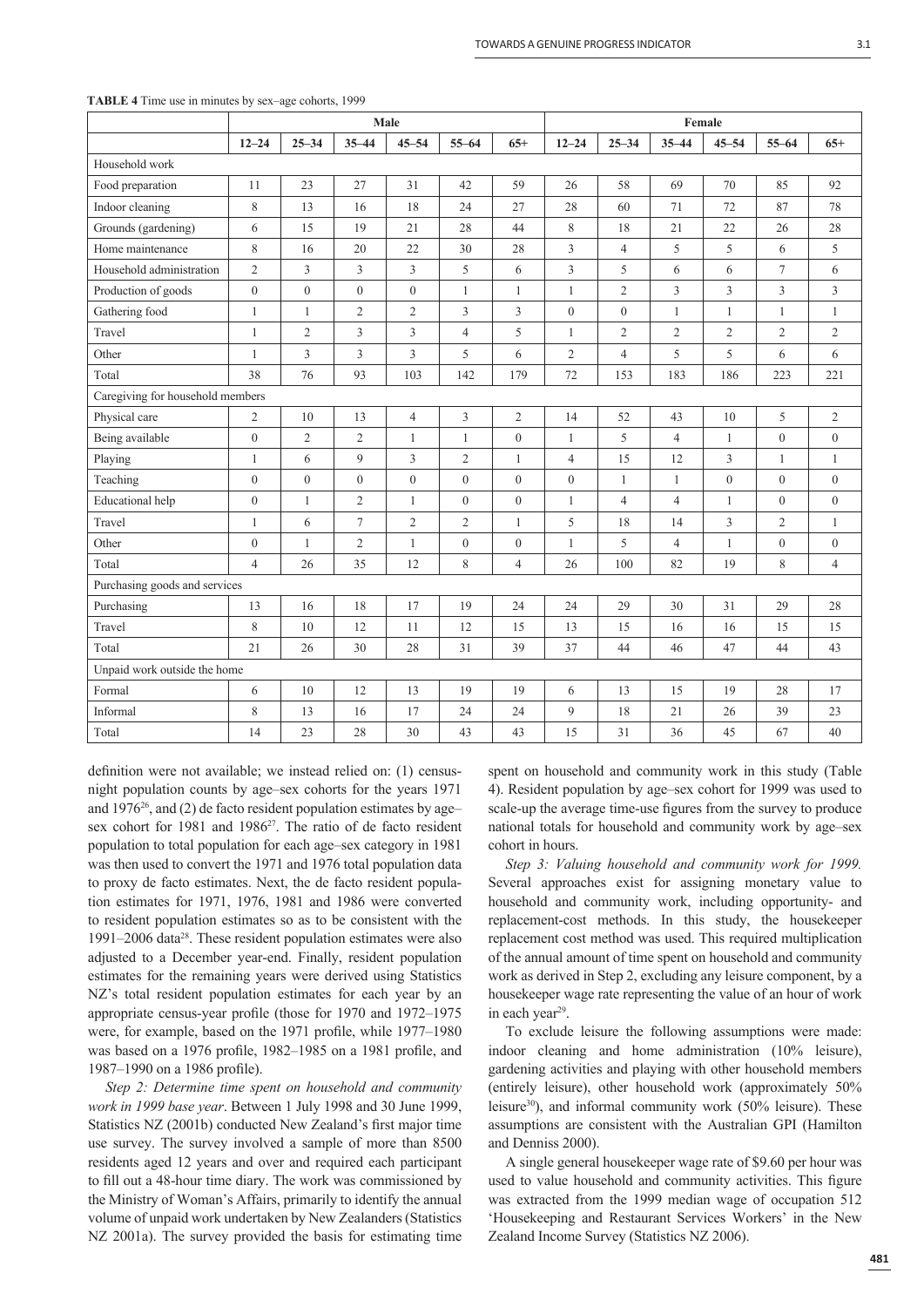**TABLE 4** Time use in minutes by sex–age cohorts, 1999

| | Male | | | | | | Female | | | | | |
|---|---|---|---|---|---|---|---|---|---|---|---|---|
| | 12–24 | 25–34 | 35–44 | 45–54 | 55–64 | 65+ | 12–24 | 25–34 | 35–44 | 45–54 | 55–64 | 65+ |
| Household work | | | | | | | | | | | | |
| Food preparation | 11 | 23 | 27 | 31 | 42 | 59 | 26 | 58 | 69 | 70 | 85 | 92 |
| Indoor cleaning | 8 | 13 | 16 | 18 | 24 | 27 | 28 | 60 | 71 | 72 | 87 | 78 |
| Grounds (gardening) | 6 | 15 | 19 | 21 | 28 | 44 | 8 | 18 | 21 | 22 | 26 | 28 |
| Home maintenance | 8 | 16 | 20 | 22 | 30 | 28 | 3 | 4 | 5 | 5 | 6 | 5 |
| Household administration | 2 | 3 | 3 | 3 | 5 | 6 | 3 | 5 | 6 | 6 | 7 | 6 |
| Production of goods | 0 | 0 | 0 | 0 | 1 | 1 | 1 | 2 | 3 | 3 | 3 | 3 |
| Gathering food | 1 | 1 | 2 | 2 | 3 | 3 | 0 | 0 | 1 | 1 | 1 | 1 |
| Travel | 1 | 2 | 3 | 3 | 4 | 5 | 1 | 2 | 2 | 2 | 2 | 2 |
| Other | 1 | 3 | 3 | 3 | 5 | 6 | 2 | 4 | 5 | 5 | 6 | 6 |
| Total | 38 | 76 | 93 | 103 | 142 | 179 | 72 | 153 | 183 | 186 | 223 | 221 |
| Caregiving for household members | | | | | | | | | | | | |
| Physical care | 2 | 10 | 13 | 4 | 3 | 2 | 14 | 52 | 43 | 10 | 5 | 2 |
| Being available | 0 | 2 | 2 | 1 | 1 | 0 | 1 | 5 | 4 | 1 | 0 | 0 |
| Playing | 1 | 6 | 9 | 3 | 2 | 1 | 4 | 15 | 12 | 3 | 1 | 1 |
| Teaching | 0 | 0 | 0 | 0 | 0 | 0 | 0 | 1 | 1 | 0 | 0 | 0 |
| Educational help | 0 | 1 | 2 | 1 | 0 | 0 | 1 | 4 | 4 | 1 | 0 | 0 |
| Travel | 1 | 6 | 7 | 2 | 2 | 1 | 5 | 18 | 14 | 3 | 2 | 1 |
| Other | 0 | 1 | 2 | 1 | 0 | 0 | 1 | 5 | 4 | 1 | 0 | 0 |
| Total | 4 | 26 | 35 | 12 | 8 | 4 | 26 | 100 | 82 | 19 | 8 | 4 |
| Purchasing goods and services | | | | | | | | | | | | |
| Purchasing | 13 | 16 | 18 | 17 | 19 | 24 | 24 | 29 | 30 | 31 | 29 | 28 |
| Travel | 8 | 10 | 12 | 11 | 12 | 15 | 13 | 15 | 16 | 16 | 15 | 15 |
| Total | 21 | 26 | 30 | 28 | 31 | 39 | 37 | 44 | 46 | 47 | 44 | 43 |
| Unpaid work outside the home | | | | | | | | | | | | |
| Formal | 6 | 10 | 12 | 13 | 19 | 19 | 6 | 13 | 15 | 19 | 28 | 17 |
| Informal | 8 | 13 | 16 | 17 | 24 | 24 | 9 | 18 | 21 | 26 | 39 | 23 |
| Total | 14 | 23 | 28 | 30 | 43 | 43 | 15 | 31 | 36 | 45 | 67 | 40 |

definition were not available; we instead relied on: (1) census-night population counts by age–sex cohorts for the years 1971 and 1976[26], and (2) de facto resident population estimates by age–sex cohort for 1981 and 1986[27]. The ratio of de facto resident population to total population for each age–sex category in 1981 was then used to convert the 1971 and 1976 total population data to proxy de facto estimates. Next, the de facto resident population estimates for 1971, 1976, 1981 and 1986 were converted to resident population estimates so as to be consistent with the 1991–2006 data[28]. These resident population estimates were also adjusted to a December year-end. Finally, resident population estimates for the remaining years were derived using Statistics NZ's total resident population estimates for each year by an appropriate census-year profile (those for 1970 and 1972–1975 were, for example, based on the 1971 profile, while 1977–1980 was based on a 1976 profile, 1982–1985 on a 1981 profile, and 1987–1990 on a 1986 profile).

*Step 2: Determine time spent on household and community work in 1999 base year*. Between 1 July 1998 and 30 June 1999, Statistics NZ (2001b) conducted New Zealand's first major time use survey. The survey involved a sample of more than 8500 residents aged 12 years and over and required each participant to fill out a 48-hour time diary. The work was commissioned by the Ministry of Woman's Affairs, primarily to identify the annual volume of unpaid work undertaken by New Zealanders (Statistics NZ 2001a). The survey provided the basis for estimating time spent on household and community work in this study (Table 4). Resident population by age–sex cohort for 1999 was used to scale-up the average time-use figures from the survey to produce national totals for household and community work by age–sex cohort in hours.

*Step 3: Valuing household and community work for 1999.* Several approaches exist for assigning monetary value to household and community work, including opportunity- and replacement-cost methods. In this study, the housekeeper replacement cost method was used. This required multiplication of the annual amount of time spent on household and community work as derived in Step 2, excluding any leisure component, by a housekeeper wage rate representing the value of an hour of work in each year[29].

To exclude leisure the following assumptions were made: indoor cleaning and home administration (10% leisure), gardening activities and playing with other household members (entirely leisure), other household work (approximately 50% leisure[30]), and informal community work (50% leisure). These assumptions are consistent with the Australian GPI (Hamilton and Denniss 2000).

A single general housekeeper wage rate of $9.60 per hour was used to value household and community activities. This figure was extracted from the 1999 median wage of occupation 512 'Housekeeping and Restaurant Services Workers' in the New Zealand Income Survey (Statistics NZ 2006).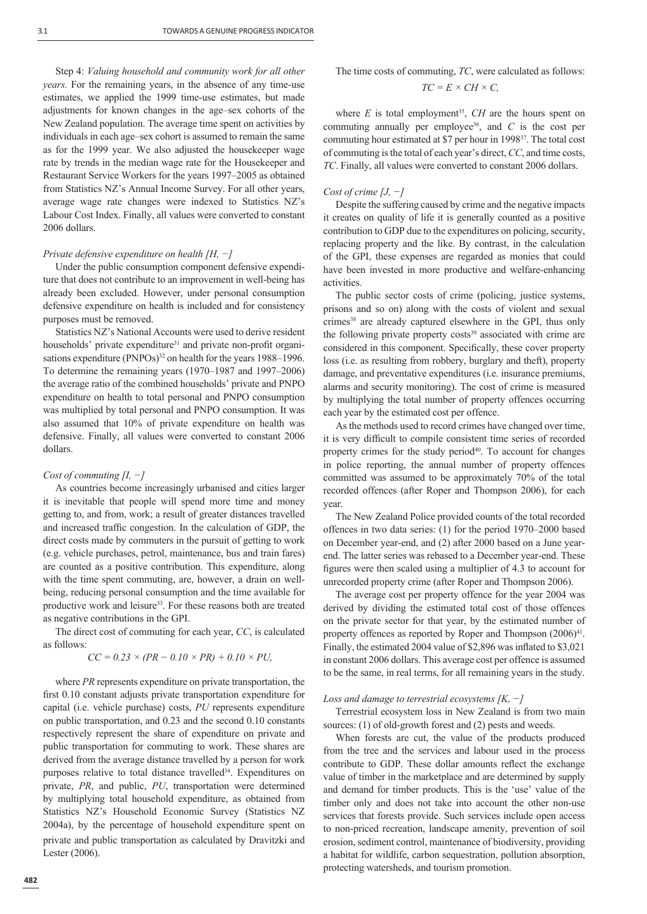Step 4: *Valuing household and community work for all other years.* For the remaining years, in the absence of any time-use estimates, we applied the 1999 time-use estimates, but made adjustments for known changes in the age–sex cohorts of the New Zealand population. The average time spent on activities by individuals in each age–sex cohort is assumed to remain the same as for the 1999 year. We also adjusted the housekeeper wage rate by trends in the median wage rate for the Housekeeper and Restaurant Service Workers for the years 1997–2005 as obtained from Statistics NZ's Annual Income Survey. For all other years, average wage rate changes were indexed to Statistics NZ's Labour Cost Index. Finally, all values were converted to constant 2006 dollars.

*Private defensive expenditure on health [H, −]*

Under the public consumption component defensive expenditure that does not contribute to an improvement in well-being has already been excluded. However, under personal consumption defensive expenditure on health is included and for consistency purposes must be removed.

Statistics NZ's National Accounts were used to derive resident households' private expenditure[31] and private non-profit organisations expenditure (PNPOs)[32] on health for the years 1988–1996. To determine the remaining years (1970–1987 and 1997–2006) the average ratio of the combined households' private and PNPO expenditure on health to total personal and PNPO consumption was multiplied by total personal and PNPO consumption. It was also assumed that 10% of private expenditure on health was defensive. Finally, all values were converted to constant 2006 dollars.

*Cost of commuting [I, −]*

As countries become increasingly urbanised and cities larger it is inevitable that people will spend more time and money getting to, and from, work; a result of greater distances travelled and increased traffic congestion. In the calculation of GDP, the direct costs made by commuters in the pursuit of getting to work (e.g. vehicle purchases, petrol, maintenance, bus and train fares) are counted as a positive contribution. This expenditure, along with the time spent commuting, are, however, a drain on well-being, reducing personal consumption and the time available for productive work and leisure[33]. For these reasons both are treated as negative contributions in the GPI.

The direct cost of commuting for each year, *CC*, is calculated as follows:

$$CC = 0.23 \times (PR - 0.10 \times PR) + 0.10 \times PU,$$

where *PR* represents expenditure on private transportation, the first 0.10 constant adjusts private transportation expenditure for capital (i.e. vehicle purchase) costs, *PU* represents expenditure on public transportation, and 0.23 and the second 0.10 constants respectively represent the share of expenditure on private and public transportation for commuting to work. These shares are derived from the average distance travelled by a person for work purposes relative to total distance travelled[34]. Expenditures on private, *PR*, and public, *PU*, transportation were determined by multiplying total household expenditure, as obtained from Statistics NZ's Household Economic Survey (Statistics NZ 2004a), by the percentage of household expenditure spent on private and public transportation as calculated by Dravitzki and Lester (2006).

The time costs of commuting, *TC*, were calculated as follows:

$$TC = E \times CH \times C,$$

where *E* is total employment[35], *CH* are the hours spent on commuting annually per employee[36], and *C* is the cost per commuting hour estimated at $7 per hour in 1998[37]. The total cost of commuting is the total of each year's direct, *CC*, and time costs, *TC*. Finally, all values were converted to constant 2006 dollars.

*Cost of crime [J, −]*

Despite the suffering caused by crime and the negative impacts it creates on quality of life it is generally counted as a positive contribution to GDP due to the expenditures on policing, security, replacing property and the like. By contrast, in the calculation of the GPI, these expenses are regarded as monies that could have been invested in more productive and welfare-enhancing activities.

The public sector costs of crime (policing, justice systems, prisons and so on) along with the costs of violent and sexual crimes[38] are already captured elsewhere in the GPI, thus only the following private property costs[39] associated with crime are considered in this component. Specifically, these cover property loss (i.e. as resulting from robbery, burglary and theft), property damage, and preventative expenditures (i.e. insurance premiums, alarms and security monitoring). The cost of crime is measured by multiplying the total number of property offences occurring each year by the estimated cost per offence.

As the methods used to record crimes have changed over time, it is very difficult to compile consistent time series of recorded property crimes for the study period[40]. To account for changes in police reporting, the annual number of property offences committed was assumed to be approximately 70% of the total recorded offences (after Roper and Thompson 2006), for each year.

The New Zealand Police provided counts of the total recorded offences in two data series: (1) for the period 1970–2000 based on December year-end, and (2) after 2000 based on a June year-end. The latter series was rebased to a December year-end. These figures were then scaled using a multiplier of 4.3 to account for unrecorded property crime (after Roper and Thompson 2006).

The average cost per property offence for the year 2004 was derived by dividing the estimated total cost of those offences on the private sector for that year, by the estimated number of property offences as reported by Roper and Thompson (2006)[41]. Finally, the estimated 2004 value of $2,896 was inflated to $3,021 in constant 2006 dollars. This average cost per offence is assumed to be the same, in real terms, for all remaining years in the study.

*Loss and damage to terrestrial ecosystems [K, −]*

Terrestrial ecosystem loss in New Zealand is from two main sources: (1) of old-growth forest and (2) pests and weeds.

When forests are cut, the value of the products produced from the tree and the services and labour used in the process contribute to GDP. These dollar amounts reflect the exchange value of timber in the marketplace and are determined by supply and demand for timber products. This is the 'use' value of the timber only and does not take into account the other non-use services that forests provide. Such services include open access to non-priced recreation, landscape amenity, prevention of soil erosion, sediment control, maintenance of biodiversity, providing a habitat for wildlife, carbon sequestration, pollution absorption, protecting watersheds, and tourism promotion.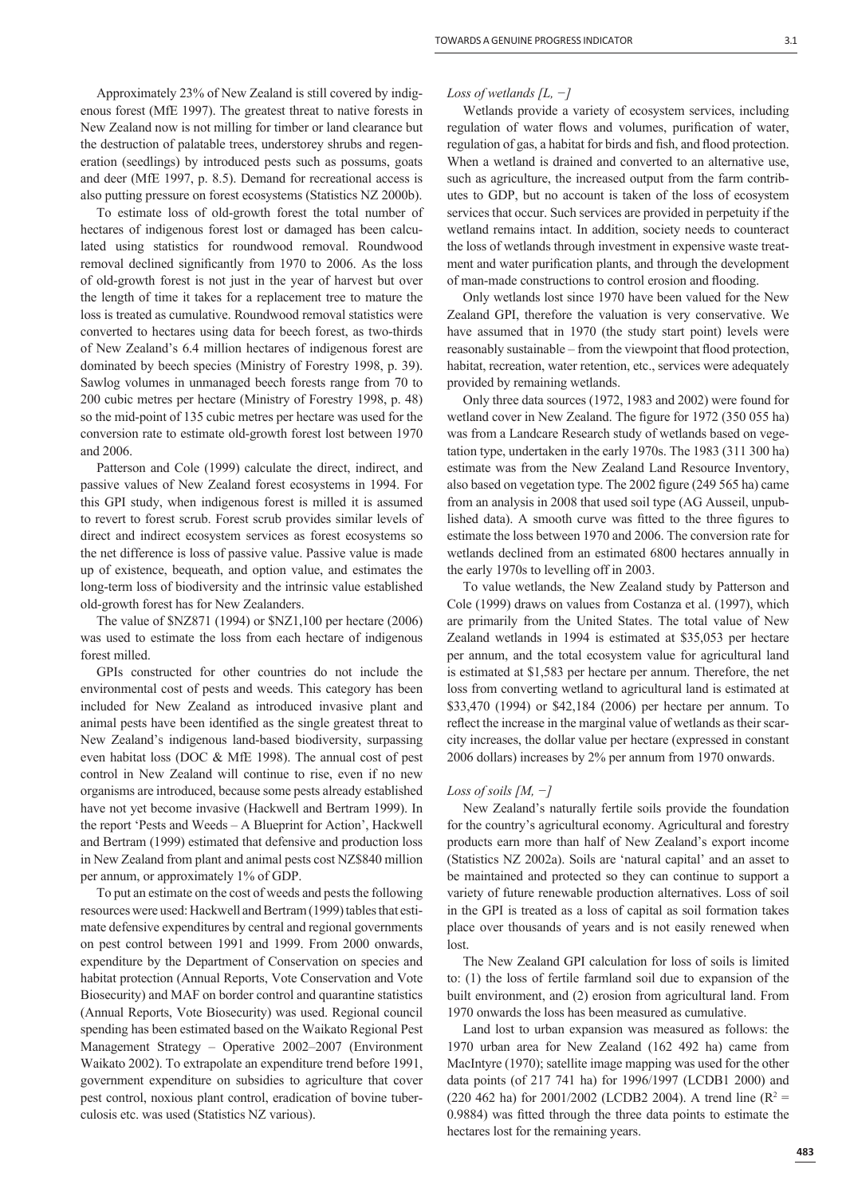Approximately 23% of New Zealand is still covered by indigenous forest (MfE 1997). The greatest threat to native forests in New Zealand now is not milling for timber or land clearance but the destruction of palatable trees, understorey shrubs and regeneration (seedlings) by introduced pests such as possums, goats and deer (MfE 1997, p. 8.5). Demand for recreational access is also putting pressure on forest ecosystems (Statistics NZ 2000b).

To estimate loss of old-growth forest the total number of hectares of indigenous forest lost or damaged has been calculated using statistics for roundwood removal. Roundwood removal declined significantly from 1970 to 2006. As the loss of old-growth forest is not just in the year of harvest but over the length of time it takes for a replacement tree to mature the loss is treated as cumulative. Roundwood removal statistics were converted to hectares using data for beech forest, as two-thirds of New Zealand's 6.4 million hectares of indigenous forest are dominated by beech species (Ministry of Forestry 1998, p. 39). Sawlog volumes in unmanaged beech forests range from 70 to 200 cubic metres per hectare (Ministry of Forestry 1998, p. 48) so the mid-point of 135 cubic metres per hectare was used for the conversion rate to estimate old-growth forest lost between 1970 and 2006.

Patterson and Cole (1999) calculate the direct, indirect, and passive values of New Zealand forest ecosystems in 1994. For this GPI study, when indigenous forest is milled it is assumed to revert to forest scrub. Forest scrub provides similar levels of direct and indirect ecosystem services as forest ecosystems so the net difference is loss of passive value. Passive value is made up of existence, bequeath, and option value, and estimates the long-term loss of biodiversity and the intrinsic value established old-growth forest has for New Zealanders.

The value of $NZ871 (1994) or $NZ1,100 per hectare (2006) was used to estimate the loss from each hectare of indigenous forest milled.

GPIs constructed for other countries do not include the environmental cost of pests and weeds. This category has been included for New Zealand as introduced invasive plant and animal pests have been identified as the single greatest threat to New Zealand's indigenous land-based biodiversity, surpassing even habitat loss (DOC & MfE 1998). The annual cost of pest control in New Zealand will continue to rise, even if no new organisms are introduced, because some pests already established have not yet become invasive (Hackwell and Bertram 1999). In the report 'Pests and Weeds – A Blueprint for Action', Hackwell and Bertram (1999) estimated that defensive and production loss in New Zealand from plant and animal pests cost NZ$840 million per annum, or approximately 1% of GDP.

To put an estimate on the cost of weeds and pests the following resources were used: Hackwell and Bertram (1999) tables that estimate defensive expenditures by central and regional governments on pest control between 1991 and 1999. From 2000 onwards, expenditure by the Department of Conservation on species and habitat protection (Annual Reports, Vote Conservation and Vote Biosecurity) and MAF on border control and quarantine statistics (Annual Reports, Vote Biosecurity) was used. Regional council spending has been estimated based on the Waikato Regional Pest Management Strategy – Operative 2002–2007 (Environment Waikato 2002). To extrapolate an expenditure trend before 1991, government expenditure on subsidies to agriculture that cover pest control, noxious plant control, eradication of bovine tuberculosis etc. was used (Statistics NZ various).

*Loss of wetlands [L, −]*

Wetlands provide a variety of ecosystem services, including regulation of water flows and volumes, purification of water, regulation of gas, a habitat for birds and fish, and flood protection. When a wetland is drained and converted to an alternative use, such as agriculture, the increased output from the farm contributes to GDP, but no account is taken of the loss of ecosystem services that occur. Such services are provided in perpetuity if the wetland remains intact. In addition, society needs to counteract the loss of wetlands through investment in expensive waste treatment and water purification plants, and through the development of man-made constructions to control erosion and flooding.

Only wetlands lost since 1970 have been valued for the New Zealand GPI, therefore the valuation is very conservative. We have assumed that in 1970 (the study start point) levels were reasonably sustainable – from the viewpoint that flood protection, habitat, recreation, water retention, etc., services were adequately provided by remaining wetlands.

Only three data sources (1972, 1983 and 2002) were found for wetland cover in New Zealand. The figure for 1972 (350 055 ha) was from a Landcare Research study of wetlands based on vegetation type, undertaken in the early 1970s. The 1983 (311 300 ha) estimate was from the New Zealand Land Resource Inventory, also based on vegetation type. The 2002 figure (249 565 ha) came from an analysis in 2008 that used soil type (AG Ausseil, unpublished data). A smooth curve was fitted to the three figures to estimate the loss between 1970 and 2006. The conversion rate for wetlands declined from an estimated 6800 hectares annually in the early 1970s to levelling off in 2003.

To value wetlands, the New Zealand study by Patterson and Cole (1999) draws on values from Costanza et al. (1997), which are primarily from the United States. The total value of New Zealand wetlands in 1994 is estimated at $35,053 per hectare per annum, and the total ecosystem value for agricultural land is estimated at $1,583 per hectare per annum. Therefore, the net loss from converting wetland to agricultural land is estimated at $33,470 (1994) or $42,184 (2006) per hectare per annum. To reflect the increase in the marginal value of wetlands as their scarcity increases, the dollar value per hectare (expressed in constant 2006 dollars) increases by 2% per annum from 1970 onwards.

*Loss of soils [M, −]*

New Zealand's naturally fertile soils provide the foundation for the country's agricultural economy. Agricultural and forestry products earn more than half of New Zealand's export income (Statistics NZ 2002a). Soils are 'natural capital' and an asset to be maintained and protected so they can continue to support a variety of future renewable production alternatives. Loss of soil in the GPI is treated as a loss of capital as soil formation takes place over thousands of years and is not easily renewed when lost.

The New Zealand GPI calculation for loss of soils is limited to: (1) the loss of fertile farmland soil due to expansion of the built environment, and (2) erosion from agricultural land. From 1970 onwards the loss has been measured as cumulative.

Land lost to urban expansion was measured as follows: the 1970 urban area for New Zealand (162 492 ha) came from MacIntyre (1970); satellite image mapping was used for the other data points (of 217 741 ha) for 1996/1997 (LCDB1 2000) and (220 462 ha) for 2001/2002 (LCDB2 2004). A trend line ($R^2$ = 0.9884) was fitted through the three data points to estimate the hectares lost for the remaining years.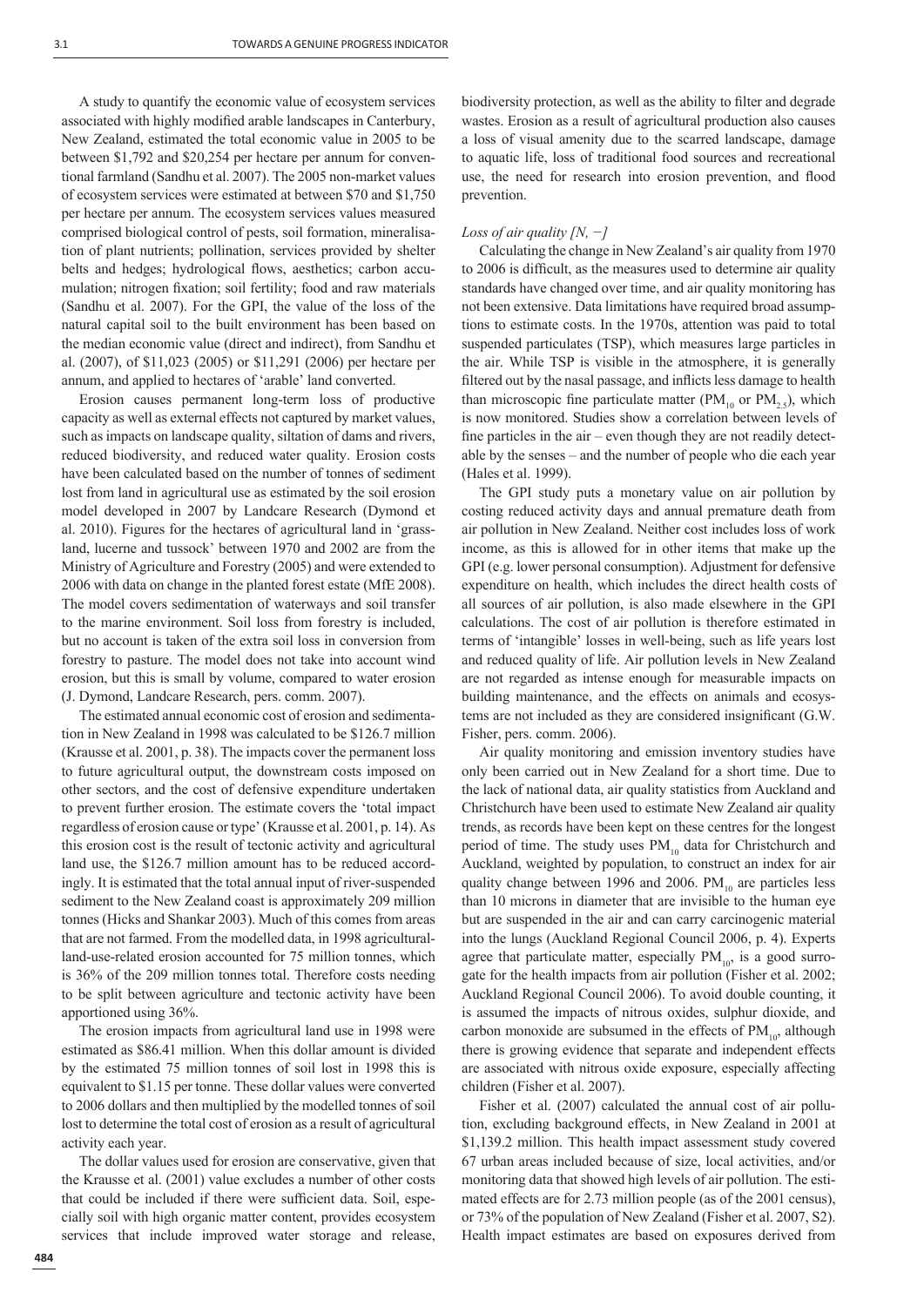A study to quantify the economic value of ecosystem services associated with highly modified arable landscapes in Canterbury, New Zealand, estimated the total economic value in 2005 to be between $1,792 and $20,254 per hectare per annum for conventional farmland (Sandhu et al. 2007). The 2005 non-market values of ecosystem services were estimated at between $70 and $1,750 per hectare per annum. The ecosystem services values measured comprised biological control of pests, soil formation, mineralisation of plant nutrients; pollination, services provided by shelter belts and hedges; hydrological flows, aesthetics; carbon accumulation; nitrogen fixation; soil fertility; food and raw materials (Sandhu et al. 2007). For the GPI, the value of the loss of the natural capital soil to the built environment has been based on the median economic value (direct and indirect), from Sandhu et al. (2007), of $11,023 (2005) or $11,291 (2006) per hectare per annum, and applied to hectares of 'arable' land converted.

Erosion causes permanent long-term loss of productive capacity as well as external effects not captured by market values, such as impacts on landscape quality, siltation of dams and rivers, reduced biodiversity, and reduced water quality. Erosion costs have been calculated based on the number of tonnes of sediment lost from land in agricultural use as estimated by the soil erosion model developed in 2007 by Landcare Research (Dymond et al. 2010). Figures for the hectares of agricultural land in 'grassland, lucerne and tussock' between 1970 and 2002 are from the Ministry of Agriculture and Forestry (2005) and were extended to 2006 with data on change in the planted forest estate (MfE 2008). The model covers sedimentation of waterways and soil transfer to the marine environment. Soil loss from forestry is included, but no account is taken of the extra soil loss in conversion from forestry to pasture. The model does not take into account wind erosion, but this is small by volume, compared to water erosion (J. Dymond, Landcare Research, pers. comm. 2007).

The estimated annual economic cost of erosion and sedimentation in New Zealand in 1998 was calculated to be $126.7 million (Krausse et al. 2001, p. 38). The impacts cover the permanent loss to future agricultural output, the downstream costs imposed on other sectors, and the cost of defensive expenditure undertaken to prevent further erosion. The estimate covers the 'total impact regardless of erosion cause or type' (Krausse et al. 2001, p. 14). As this erosion cost is the result of tectonic activity and agricultural land use, the $126.7 million amount has to be reduced accordingly. It is estimated that the total annual input of river-suspended sediment to the New Zealand coast is approximately 209 million tonnes (Hicks and Shankar 2003). Much of this comes from areas that are not farmed. From the modelled data, in 1998 agricultural-land-use-related erosion accounted for 75 million tonnes, which is 36% of the 209 million tonnes total. Therefore costs needing to be split between agriculture and tectonic activity have been apportioned using 36%.

The erosion impacts from agricultural land use in 1998 were estimated as $86.41 million. When this dollar amount is divided by the estimated 75 million tonnes of soil lost in 1998 this is equivalent to $1.15 per tonne. These dollar values were converted to 2006 dollars and then multiplied by the modelled tonnes of soil lost to determine the total cost of erosion as a result of agricultural activity each year.

The dollar values used for erosion are conservative, given that the Krausse et al. (2001) value excludes a number of other costs that could be included if there were sufficient data. Soil, especially soil with high organic matter content, provides ecosystem services that include improved water storage and release, biodiversity protection, as well as the ability to filter and degrade wastes. Erosion as a result of agricultural production also causes a loss of visual amenity due to the scarred landscape, damage to aquatic life, loss of traditional food sources and recreational use, the need for research into erosion prevention, and flood prevention.

*Loss of air quality [N, −]*

Calculating the change in New Zealand's air quality from 1970 to 2006 is difficult, as the measures used to determine air quality standards have changed over time, and air quality monitoring has not been extensive. Data limitations have required broad assumptions to estimate costs. In the 1970s, attention was paid to total suspended particulates (TSP), which measures large particles in the air. While TSP is visible in the atmosphere, it is generally filtered out by the nasal passage, and inflicts less damage to health than microscopic fine particulate matter ($PM_{10}$ or $PM_{2.5}$), which is now monitored. Studies show a correlation between levels of fine particles in the air – even though they are not readily detectable by the senses – and the number of people who die each year (Hales et al. 1999).

The GPI study puts a monetary value on air pollution by costing reduced activity days and annual premature death from air pollution in New Zealand. Neither cost includes loss of work income, as this is allowed for in other items that make up the GPI (e.g. lower personal consumption). Adjustment for defensive expenditure on health, which includes the direct health costs of all sources of air pollution, is also made elsewhere in the GPI calculations. The cost of air pollution is therefore estimated in terms of 'intangible' losses in well-being, such as life years lost and reduced quality of life. Air pollution levels in New Zealand are not regarded as intense enough for measurable impacts on building maintenance, and the effects on animals and ecosystems are not included as they are considered insignificant (G.W. Fisher, pers. comm. 2006).

Air quality monitoring and emission inventory studies have only been carried out in New Zealand for a short time. Due to the lack of national data, air quality statistics from Auckland and Christchurch have been used to estimate New Zealand air quality trends, as records have been kept on these centres for the longest period of time. The study uses $PM_{10}$ data for Christchurch and Auckland, weighted by population, to construct an index for air quality change between 1996 and 2006. $PM_{10}$ are particles less than 10 microns in diameter that are invisible to the human eye but are suspended in the air and can carry carcinogenic material into the lungs (Auckland Regional Council 2006, p. 4). Experts agree that particulate matter, especially $PM_{10}$, is a good surrogate for the health impacts from air pollution (Fisher et al. 2002; Auckland Regional Council 2006). To avoid double counting, it is assumed the impacts of nitrous oxides, sulphur dioxide, and carbon monoxide are subsumed in the effects of $PM_{10}$, although there is growing evidence that separate and independent effects are associated with nitrous oxide exposure, especially affecting children (Fisher et al. 2007).

Fisher et al. (2007) calculated the annual cost of air pollution, excluding background effects, in New Zealand in 2001 at $1,139.2 million. This health impact assessment study covered 67 urban areas included because of size, local activities, and/or monitoring data that showed high levels of air pollution. The estimated effects are for 2.73 million people (as of the 2001 census), or 73% of the population of New Zealand (Fisher et al. 2007, S2). Health impact estimates are based on exposures derived from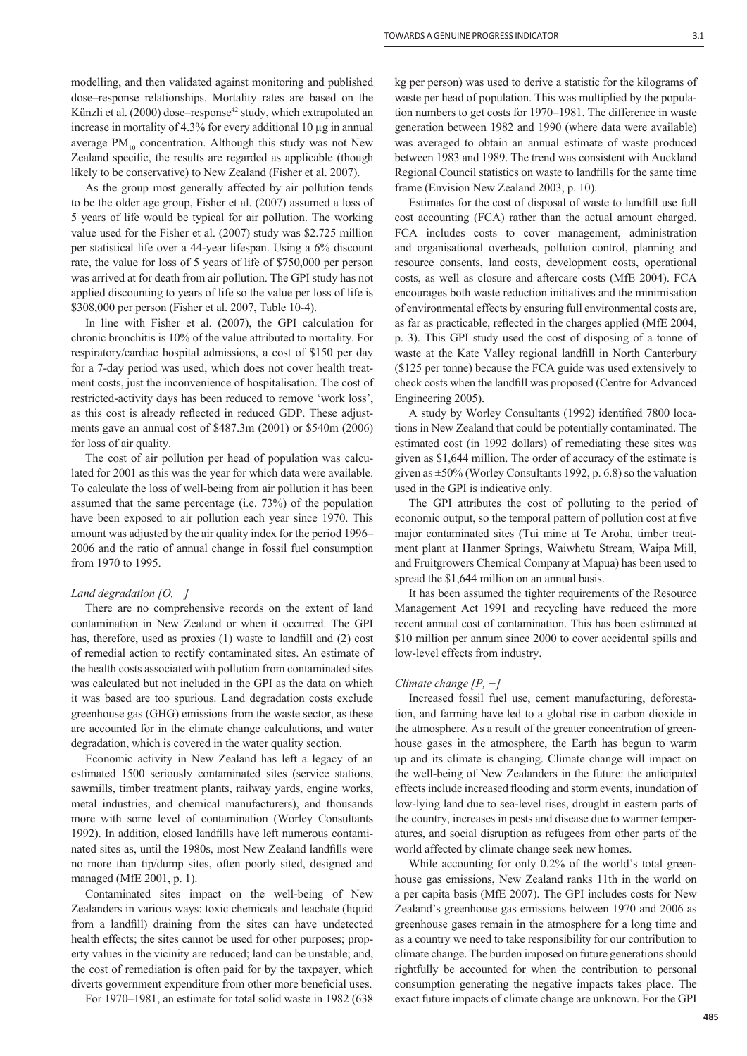modelling, and then validated against monitoring and published dose–response relationships. Mortality rates are based on the Künzli et al. (2000) dose–response[42] study, which extrapolated an increase in mortality of 4.3% for every additional 10 μg in annual average $PM_{10}$ concentration. Although this study was not New Zealand specific, the results are regarded as applicable (though likely to be conservative) to New Zealand (Fisher et al. 2007).

As the group most generally affected by air pollution tends to be the older age group, Fisher et al. (2007) assumed a loss of 5 years of life would be typical for air pollution. The working value used for the Fisher et al. (2007) study was \$2.725 million per statistical life over a 44-year lifespan. Using a 6% discount rate, the value for loss of 5 years of life of \$750,000 per person was arrived at for death from air pollution. The GPI study has not applied discounting to years of life so the value per loss of life is \$308,000 per person (Fisher et al. 2007, Table 10-4).

In line with Fisher et al. (2007), the GPI calculation for chronic bronchitis is 10% of the value attributed to mortality. For respiratory/cardiac hospital admissions, a cost of \$150 per day for a 7-day period was used, which does not cover health treatment costs, just the inconvenience of hospitalisation. The cost of restricted-activity days has been reduced to remove 'work loss', as this cost is already reflected in reduced GDP. These adjustments gave an annual cost of \$487.3m (2001) or \$540m (2006) for loss of air quality.

The cost of air pollution per head of population was calculated for 2001 as this was the year for which data were available. To calculate the loss of well-being from air pollution it has been assumed that the same percentage (i.e. 73%) of the population have been exposed to air pollution each year since 1970. This amount was adjusted by the air quality index for the period 1996–2006 and the ratio of annual change in fossil fuel consumption from 1970 to 1995.

*Land degradation [O, −]*

There are no comprehensive records on the extent of land contamination in New Zealand or when it occurred. The GPI has, therefore, used as proxies (1) waste to landfill and (2) cost of remedial action to rectify contaminated sites. An estimate of the health costs associated with pollution from contaminated sites was calculated but not included in the GPI as the data on which it was based are too spurious. Land degradation costs exclude greenhouse gas (GHG) emissions from the waste sector, as these are accounted for in the climate change calculations, and water degradation, which is covered in the water quality section.

Economic activity in New Zealand has left a legacy of an estimated 1500 seriously contaminated sites (service stations, sawmills, timber treatment plants, railway yards, engine works, metal industries, and chemical manufacturers), and thousands more with some level of contamination (Worley Consultants 1992). In addition, closed landfills have left numerous contaminated sites as, until the 1980s, most New Zealand landfills were no more than tip/dump sites, often poorly sited, designed and managed (MfE 2001, p. 1).

Contaminated sites impact on the well-being of New Zealanders in various ways: toxic chemicals and leachate (liquid from a landfill) draining from the sites can have undetected health effects; the sites cannot be used for other purposes; property values in the vicinity are reduced; land can be unstable; and, the cost of remediation is often paid for by the taxpayer, which diverts government expenditure from other more beneficial uses.

For 1970–1981, an estimate for total solid waste in 1982 (638 kg per person) was used to derive a statistic for the kilograms of waste per head of population. This was multiplied by the population numbers to get costs for 1970–1981. The difference in waste generation between 1982 and 1990 (where data were available) was averaged to obtain an annual estimate of waste produced between 1983 and 1989. The trend was consistent with Auckland Regional Council statistics on waste to landfills for the same time frame (Envision New Zealand 2003, p. 10).

Estimates for the cost of disposal of waste to landfill use full cost accounting (FCA) rather than the actual amount charged. FCA includes costs to cover management, administration and organisational overheads, pollution control, planning and resource consents, land costs, development costs, operational costs, as well as closure and aftercare costs (MfE 2004). FCA encourages both waste reduction initiatives and the minimisation of environmental effects by ensuring full environmental costs are, as far as practicable, reflected in the charges applied (MfE 2004, p. 3). This GPI study used the cost of disposing of a tonne of waste at the Kate Valley regional landfill in North Canterbury (\$125 per tonne) because the FCA guide was used extensively to check costs when the landfill was proposed (Centre for Advanced Engineering 2005).

A study by Worley Consultants (1992) identified 7800 locations in New Zealand that could be potentially contaminated. The estimated cost (in 1992 dollars) of remediating these sites was given as \$1,644 million. The order of accuracy of the estimate is given as ±50% (Worley Consultants 1992, p. 6.8) so the valuation used in the GPI is indicative only.

The GPI attributes the cost of polluting to the period of economic output, so the temporal pattern of pollution cost at five major contaminated sites (Tui mine at Te Aroha, timber treatment plant at Hanmer Springs, Waiwhetu Stream, Waipa Mill, and Fruitgrowers Chemical Company at Mapua) has been used to spread the \$1,644 million on an annual basis.

It has been assumed the tighter requirements of the Resource Management Act 1991 and recycling have reduced the more recent annual cost of contamination. This has been estimated at \$10 million per annum since 2000 to cover accidental spills and low-level effects from industry.

*Climate change [P, −]*

Increased fossil fuel use, cement manufacturing, deforestation, and farming have led to a global rise in carbon dioxide in the atmosphere. As a result of the greater concentration of greenhouse gases in the atmosphere, the Earth has begun to warm up and its climate is changing. Climate change will impact on the well-being of New Zealanders in the future: the anticipated effects include increased flooding and storm events, inundation of low-lying land due to sea-level rises, drought in eastern parts of the country, increases in pests and disease due to warmer temperatures, and social disruption as refugees from other parts of the world affected by climate change seek new homes.

While accounting for only 0.2% of the world's total greenhouse gas emissions, New Zealand ranks 11th in the world on a per capita basis (MfE 2007). The GPI includes costs for New Zealand's greenhouse gas emissions between 1970 and 2006 as greenhouse gases remain in the atmosphere for a long time and as a country we need to take responsibility for our contribution to climate change. The burden imposed on future generations should rightfully be accounted for when the contribution to personal consumption generating the negative impacts takes place. The exact future impacts of climate change are unknown. For the GPI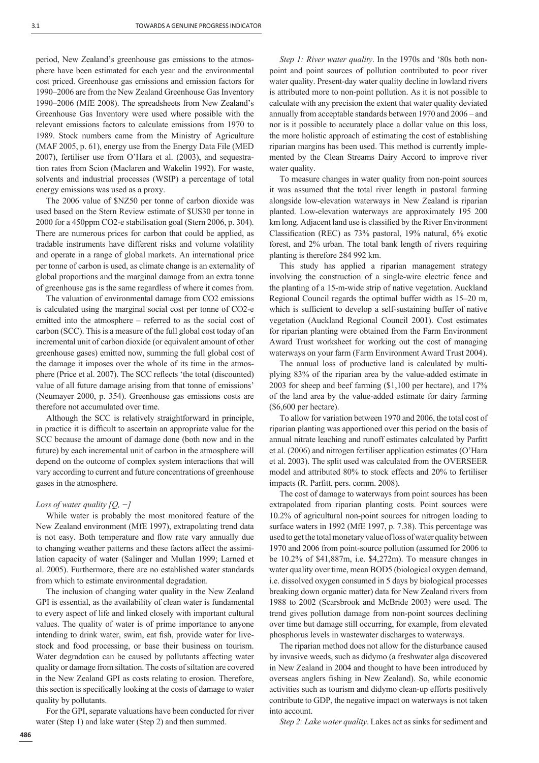period, New Zealand's greenhouse gas emissions to the atmosphere have been estimated for each year and the environmental cost priced. Greenhouse gas emissions and emission factors for 1990–2006 are from the New Zealand Greenhouse Gas Inventory 1990–2006 (MfE 2008). The spreadsheets from New Zealand's Greenhouse Gas Inventory were used where possible with the relevant emissions factors to calculate emissions from 1970 to 1989. Stock numbers came from the Ministry of Agriculture (MAF 2005, p. 61), energy use from the Energy Data File (MED 2007), fertiliser use from O'Hara et al. (2003), and sequestration rates from Scion (Maclaren and Wakelin 1992). For waste, solvents and industrial processes (WSIP) a percentage of total energy emissions was used as a proxy.

The 2006 value of $NZ50 per tonne of carbon dioxide was used based on the Stern Review estimate of $US30 per tonne in 2000 for a 450ppm $CO_2$-e stabilisation goal (Stern 2006, p. 304). There are numerous prices for carbon that could be applied, as tradable instruments have different risks and volume volatility and operate in a range of global markets. An international price per tonne of carbon is used, as climate change is an externality of global proportions and the marginal damage from an extra tonne of greenhouse gas is the same regardless of where it comes from.

The valuation of environmental damage from $CO_2$ emissions is calculated using the marginal social cost per tonne of $CO_2$-e emitted into the atmosphere – referred to as the social cost of carbon (SCC). This is a measure of the full global cost today of an incremental unit of carbon dioxide (or equivalent amount of other greenhouse gases) emitted now, summing the full global cost of the damage it imposes over the whole of its time in the atmosphere (Price et al. 2007). The SCC reflects 'the total (discounted) value of all future damage arising from that tonne of emissions' (Neumayer 2000, p. 354). Greenhouse gas emissions costs are therefore not accumulated over time.

Although the SCC is relatively straightforward in principle, in practice it is difficult to ascertain an appropriate value for the SCC because the amount of damage done (both now and in the future) by each incremental unit of carbon in the atmosphere will depend on the outcome of complex system interactions that will vary according to current and future concentrations of greenhouse gases in the atmosphere.

*Loss of water quality [Q, −]*

While water is probably the most monitored feature of the New Zealand environment (MfE 1997), extrapolating trend data is not easy. Both temperature and flow rate vary annually due to changing weather patterns and these factors affect the assimilation capacity of water (Salinger and Mullan 1999; Larned et al. 2005). Furthermore, there are no established water standards from which to estimate environmental degradation.

The inclusion of changing water quality in the New Zealand GPI is essential, as the availability of clean water is fundamental to every aspect of life and linked closely with important cultural values. The quality of water is of prime importance to anyone intending to drink water, swim, eat fish, provide water for livestock and food processing, or base their business on tourism. Water degradation can be caused by pollutants affecting water quality or damage from siltation. The costs of siltation are covered in the New Zealand GPI as costs relating to erosion. Therefore, this section is specifically looking at the costs of damage to water quality by pollutants.

For the GPI, separate valuations have been conducted for river water (Step 1) and lake water (Step 2) and then summed.

*Step 1: River water quality*. In the 1970s and '80s both non-point and point sources of pollution contributed to poor river water quality. Present-day water quality decline in lowland rivers is attributed more to non-point pollution. As it is not possible to calculate with any precision the extent that water quality deviated annually from acceptable standards between 1970 and 2006 – and nor is it possible to accurately place a dollar value on this loss, the more holistic approach of estimating the cost of establishing riparian margins has been used. This method is currently implemented by the Clean Streams Dairy Accord to improve river water quality.

To measure changes in water quality from non-point sources it was assumed that the total river length in pastoral farming alongside low-elevation waterways in New Zealand is riparian planted. Low-elevation waterways are approximately 195 200 km long. Adjacent land use is classified by the River Environment Classification (REC) as 73% pastoral, 19% natural, 6% exotic forest, and 2% urban. The total bank length of rivers requiring planting is therefore 284 992 km.

This study has applied a riparian management strategy involving the construction of a single-wire electric fence and the planting of a 15-m-wide strip of native vegetation. Auckland Regional Council regards the optimal buffer width as 15–20 m, which is sufficient to develop a self-sustaining buffer of native vegetation (Auckland Regional Council 2001). Cost estimates for riparian planting were obtained from the Farm Environment Award Trust worksheet for working out the cost of managing waterways on your farm (Farm Environment Award Trust 2004).

The annual loss of productive land is calculated by multiplying 83% of the riparian area by the value-added estimate in 2003 for sheep and beef farming ($1,100 per hectare), and 17% of the land area by the value-added estimate for dairy farming ($6,600 per hectare).

To allow for variation between 1970 and 2006, the total cost of riparian planting was apportioned over this period on the basis of annual nitrate leaching and runoff estimates calculated by Parfitt et al. (2006) and nitrogen fertiliser application estimates (O'Hara et al. 2003). The split used was calculated from the OVERSEER model and attributed 80% to stock effects and 20% to fertiliser impacts (R. Parfitt, pers. comm. 2008).

The cost of damage to waterways from point sources has been extrapolated from riparian planting costs. Point sources were 10.2% of agricultural non-point sources for nitrogen loading to surface waters in 1992 (MfE 1997, p. 7.38). This percentage was used to get the total monetary value of loss of water quality between 1970 and 2006 from point-source pollution (assumed for 2006 to be 10.2% of $41,887m, i.e. $4,272m). To measure changes in water quality over time, mean $BOD_5$ (biological oxygen demand, i.e. dissolved oxygen consumed in 5 days by biological processes breaking down organic matter) data for New Zealand rivers from 1988 to 2002 (Scarsbrook and McBride 2003) were used. The trend gives pollution damage from non-point sources declining over time but damage still occurring, for example, from elevated phosphorus levels in wastewater discharges to waterways.

The riparian method does not allow for the disturbance caused by invasive weeds, such as didymo (a freshwater alga discovered in New Zealand in 2004 and thought to have been introduced by overseas anglers fishing in New Zealand). So, while economic activities such as tourism and didymo clean-up efforts positively contribute to GDP, the negative impact on waterways is not taken into account.

*Step 2: Lake water quality*. Lakes act as sinks for sediment and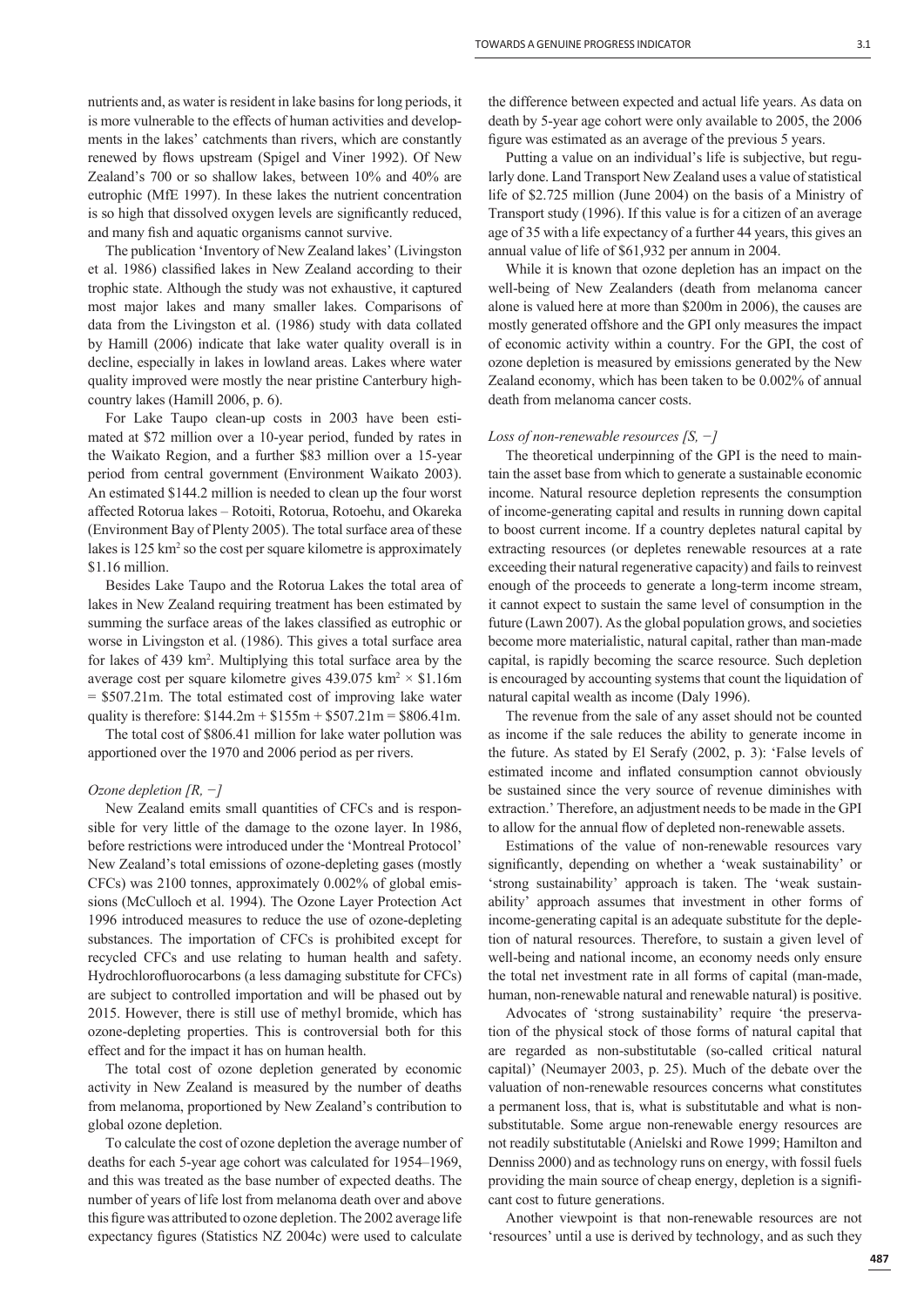nutrients and, as water is resident in lake basins for long periods, it is more vulnerable to the effects of human activities and developments in the lakes' catchments than rivers, which are constantly renewed by flows upstream (Spigel and Viner 1992). Of New Zealand's 700 or so shallow lakes, between 10% and 40% are eutrophic (MfE 1997). In these lakes the nutrient concentration is so high that dissolved oxygen levels are significantly reduced, and many fish and aquatic organisms cannot survive.

The publication 'Inventory of New Zealand lakes' (Livingston et al. 1986) classified lakes in New Zealand according to their trophic state. Although the study was not exhaustive, it captured most major lakes and many smaller lakes. Comparisons of data from the Livingston et al. (1986) study with data collated by Hamill (2006) indicate that lake water quality overall is in decline, especially in lakes in lowland areas. Lakes where water quality improved were mostly the near pristine Canterbury high-country lakes (Hamill 2006, p. 6).

For Lake Taupo clean-up costs in 2003 have been estimated at $72 million over a 10-year period, funded by rates in the Waikato Region, and a further $83 million over a 15-year period from central government (Environment Waikato 2003). An estimated $144.2 million is needed to clean up the four worst affected Rotorua lakes – Rotoiti, Rotorua, Rotoehu, and Okareka (Environment Bay of Plenty 2005). The total surface area of these lakes is 125 km$^2$ so the cost per square kilometre is approximately $1.16 million.

Besides Lake Taupo and the Rotorua Lakes the total area of lakes in New Zealand requiring treatment has been estimated by summing the surface areas of the lakes classified as eutrophic or worse in Livingston et al. (1986). This gives a total surface area for lakes of 439 km$^2$. Multiplying this total surface area by the average cost per square kilometre gives 439.075 km$^2$ × $1.16m = $507.21m. The total estimated cost of improving lake water quality is therefore: $144.2m + $155m + $507.21m = $806.41m.

The total cost of $806.41 million for lake water pollution was apportioned over the 1970 and 2006 period as per rivers.

*Ozone depletion [R, −]*

New Zealand emits small quantities of CFCs and is responsible for very little of the damage to the ozone layer. In 1986, before restrictions were introduced under the 'Montreal Protocol' New Zealand's total emissions of ozone-depleting gases (mostly CFCs) was 2100 tonnes, approximately 0.002% of global emissions (McCulloch et al. 1994). The Ozone Layer Protection Act 1996 introduced measures to reduce the use of ozone-depleting substances. The importation of CFCs is prohibited except for recycled CFCs and use relating to human health and safety. Hydrochlorofluorocarbons (a less damaging substitute for CFCs) are subject to controlled importation and will be phased out by 2015. However, there is still use of methyl bromide, which has ozone-depleting properties. This is controversial both for this effect and for the impact it has on human health.

The total cost of ozone depletion generated by economic activity in New Zealand is measured by the number of deaths from melanoma, proportioned by New Zealand's contribution to global ozone depletion.

To calculate the cost of ozone depletion the average number of deaths for each 5-year age cohort was calculated for 1954–1969, and this was treated as the base number of expected deaths. The number of years of life lost from melanoma death over and above this figure was attributed to ozone depletion. The 2002 average life expectancy figures (Statistics NZ 2004c) were used to calculate the difference between expected and actual life years. As data on death by 5-year age cohort were only available to 2005, the 2006 figure was estimated as an average of the previous 5 years.

Putting a value on an individual's life is subjective, but regularly done. Land Transport New Zealand uses a value of statistical life of $2.725 million (June 2004) on the basis of a Ministry of Transport study (1996). If this value is for a citizen of an average age of 35 with a life expectancy of a further 44 years, this gives an annual value of life of $61,932 per annum in 2004.

While it is known that ozone depletion has an impact on the well-being of New Zealanders (death from melanoma cancer alone is valued here at more than $200m in 2006), the causes are mostly generated offshore and the GPI only measures the impact of economic activity within a country. For the GPI, the cost of ozone depletion is measured by emissions generated by the New Zealand economy, which has been taken to be 0.002% of annual death from melanoma cancer costs.

*Loss of non-renewable resources [S, −]*

The theoretical underpinning of the GPI is the need to maintain the asset base from which to generate a sustainable economic income. Natural resource depletion represents the consumption of income-generating capital and results in running down capital to boost current income. If a country depletes natural capital by extracting resources (or depletes renewable resources at a rate exceeding their natural regenerative capacity) and fails to reinvest enough of the proceeds to generate a long-term income stream, it cannot expect to sustain the same level of consumption in the future (Lawn 2007). As the global population grows, and societies become more materialistic, natural capital, rather than man-made capital, is rapidly becoming the scarce resource. Such depletion is encouraged by accounting systems that count the liquidation of natural capital wealth as income (Daly 1996).

The revenue from the sale of any asset should not be counted as income if the sale reduces the ability to generate income in the future. As stated by El Serafy (2002, p. 3): 'False levels of estimated income and inflated consumption cannot obviously be sustained since the very source of revenue diminishes with extraction.' Therefore, an adjustment needs to be made in the GPI to allow for the annual flow of depleted non-renewable assets.

Estimations of the value of non-renewable resources vary significantly, depending on whether a 'weak sustainability' or 'strong sustainability' approach is taken. The 'weak sustainability' approach assumes that investment in other forms of income-generating capital is an adequate substitute for the depletion of natural resources. Therefore, to sustain a given level of well-being and national income, an economy needs only ensure the total net investment rate in all forms of capital (man-made, human, non-renewable natural and renewable natural) is positive.

Advocates of 'strong sustainability' require 'the preservation of the physical stock of those forms of natural capital that are regarded as non-substitutable (so-called critical natural capital)' (Neumayer 2003, p. 25). Much of the debate over the valuation of non-renewable resources concerns what constitutes a permanent loss, that is, what is substitutable and what is non-substitutable. Some argue non-renewable energy resources are not readily substitutable (Anielski and Rowe 1999; Hamilton and Denniss 2000) and as technology runs on energy, with fossil fuels providing the main source of cheap energy, depletion is a significant cost to future generations.

Another viewpoint is that non-renewable resources are not 'resources' until a use is derived by technology, and as such they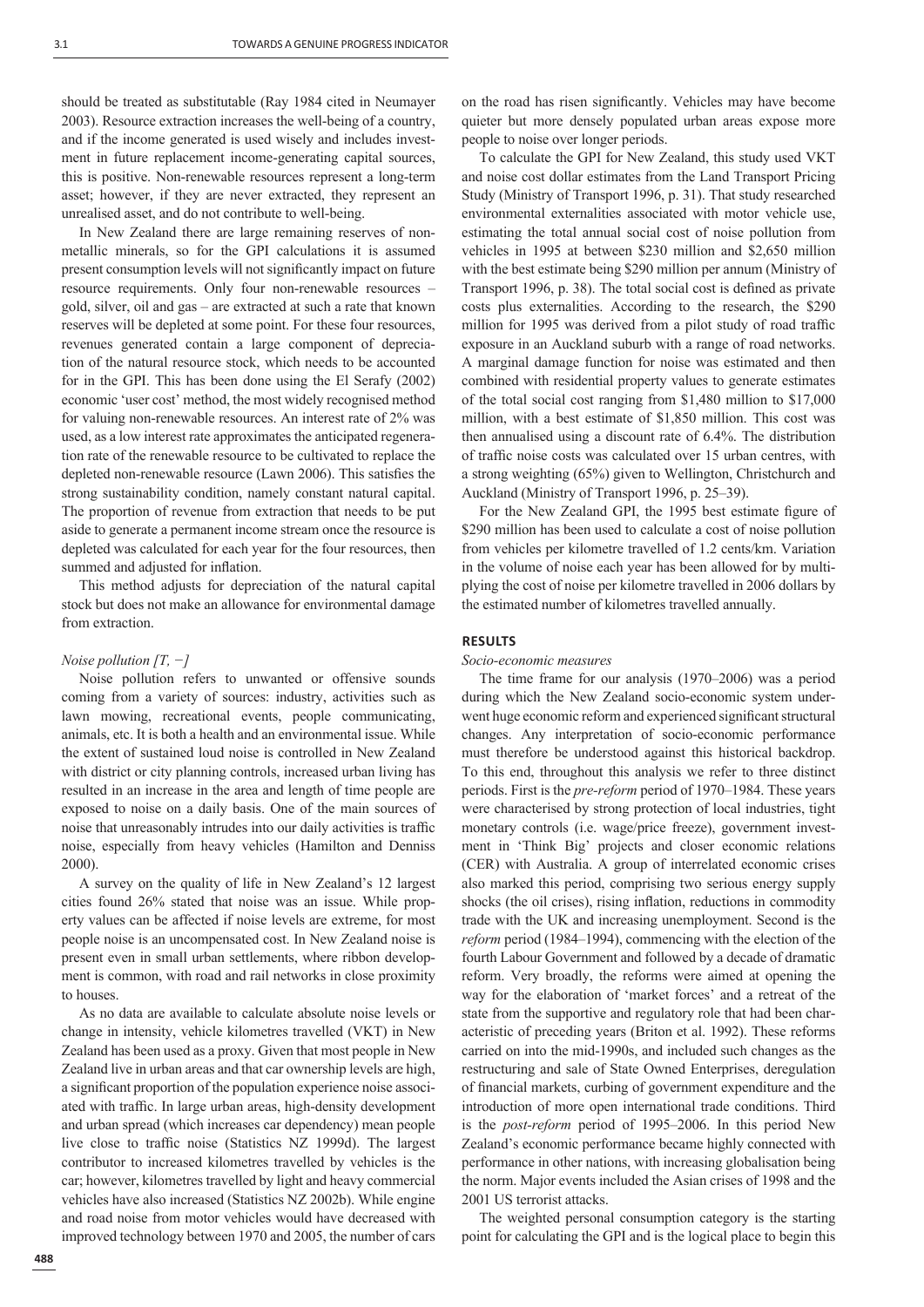should be treated as substitutable (Ray 1984 cited in Neumayer 2003). Resource extraction increases the well-being of a country, and if the income generated is used wisely and includes investment in future replacement income-generating capital sources, this is positive. Non-renewable resources represent a long-term asset; however, if they are never extracted, they represent an unrealised asset, and do not contribute to well-being.

In New Zealand there are large remaining reserves of non-metallic minerals, so for the GPI calculations it is assumed present consumption levels will not significantly impact on future resource requirements. Only four non-renewable resources – gold, silver, oil and gas – are extracted at such a rate that known reserves will be depleted at some point. For these four resources, revenues generated contain a large component of depreciation of the natural resource stock, which needs to be accounted for in the GPI. This has been done using the El Serafy (2002) economic 'user cost' method, the most widely recognised method for valuing non-renewable resources. An interest rate of 2% was used, as a low interest rate approximates the anticipated regeneration rate of the renewable resource to be cultivated to replace the depleted non-renewable resource (Lawn 2006). This satisfies the strong sustainability condition, namely constant natural capital. The proportion of revenue from extraction that needs to be put aside to generate a permanent income stream once the resource is depleted was calculated for each year for the four resources, then summed and adjusted for inflation.

This method adjusts for depreciation of the natural capital stock but does not make an allowance for environmental damage from extraction.

*Noise pollution [T, −]*

Noise pollution refers to unwanted or offensive sounds coming from a variety of sources: industry, activities such as lawn mowing, recreational events, people communicating, animals, etc. It is both a health and an environmental issue. While the extent of sustained loud noise is controlled in New Zealand with district or city planning controls, increased urban living has resulted in an increase in the area and length of time people are exposed to noise on a daily basis. One of the main sources of noise that unreasonably intrudes into our daily activities is traffic noise, especially from heavy vehicles (Hamilton and Denniss 2000).

A survey on the quality of life in New Zealand's 12 largest cities found 26% stated that noise was an issue. While property values can be affected if noise levels are extreme, for most people noise is an uncompensated cost. In New Zealand noise is present even in small urban settlements, where ribbon development is common, with road and rail networks in close proximity to houses.

As no data are available to calculate absolute noise levels or change in intensity, vehicle kilometres travelled (VKT) in New Zealand has been used as a proxy. Given that most people in New Zealand live in urban areas and that car ownership levels are high, a significant proportion of the population experience noise associated with traffic. In large urban areas, high-density development and urban spread (which increases car dependency) mean people live close to traffic noise (Statistics NZ 1999d). The largest contributor to increased kilometres travelled by vehicles is the car; however, kilometres travelled by light and heavy commercial vehicles have also increased (Statistics NZ 2002b). While engine and road noise from motor vehicles would have decreased with improved technology between 1970 and 2005, the number of cars on the road has risen significantly. Vehicles may have become quieter but more densely populated urban areas expose more people to noise over longer periods.

To calculate the GPI for New Zealand, this study used VKT and noise cost dollar estimates from the Land Transport Pricing Study (Ministry of Transport 1996, p. 31). That study researched environmental externalities associated with motor vehicle use, estimating the total annual social cost of noise pollution from vehicles in 1995 at between \$230 million and \$2,650 million with the best estimate being \$290 million per annum (Ministry of Transport 1996, p. 38). The total social cost is defined as private costs plus externalities. According to the research, the \$290 million for 1995 was derived from a pilot study of road traffic exposure in an Auckland suburb with a range of road networks. A marginal damage function for noise was estimated and then combined with residential property values to generate estimates of the total social cost ranging from \$1,480 million to \$17,000 million, with a best estimate of \$1,850 million. This cost was then annualised using a discount rate of 6.4%. The distribution of traffic noise costs was calculated over 15 urban centres, with a strong weighting (65%) given to Wellington, Christchurch and Auckland (Ministry of Transport 1996, p. 25–39).

For the New Zealand GPI, the 1995 best estimate figure of \$290 million has been used to calculate a cost of noise pollution from vehicles per kilometre travelled of 1.2 cents/km. Variation in the volume of noise each year has been allowed for by multiplying the cost of noise per kilometre travelled in 2006 dollars by the estimated number of kilometres travelled annually.

## RESULTS

*Socio-economic measures*

The time frame for our analysis (1970–2006) was a period during which the New Zealand socio-economic system underwent huge economic reform and experienced significant structural changes. Any interpretation of socio-economic performance must therefore be understood against this historical backdrop. To this end, throughout this analysis we refer to three distinct periods. First is the *pre-reform* period of 1970–1984. These years were characterised by strong protection of local industries, tight monetary controls (i.e. wage/price freeze), government investment in 'Think Big' projects and closer economic relations (CER) with Australia. A group of interrelated economic crises also marked this period, comprising two serious energy supply shocks (the oil crises), rising inflation, reductions in commodity trade with the UK and increasing unemployment. Second is the *reform* period (1984–1994), commencing with the election of the fourth Labour Government and followed by a decade of dramatic reform. Very broadly, the reforms were aimed at opening the way for the elaboration of 'market forces' and a retreat of the state from the supportive and regulatory role that had been characteristic of preceding years (Briton et al. 1992). These reforms carried on into the mid-1990s, and included such changes as the restructuring and sale of State Owned Enterprises, deregulation of financial markets, curbing of government expenditure and the introduction of more open international trade conditions. Third is the *post-reform* period of 1995–2006. In this period New Zealand's economic performance became highly connected with performance in other nations, with increasing globalisation being the norm. Major events included the Asian crises of 1998 and the 2001 US terrorist attacks.

The weighted personal consumption category is the starting point for calculating the GPI and is the logical place to begin this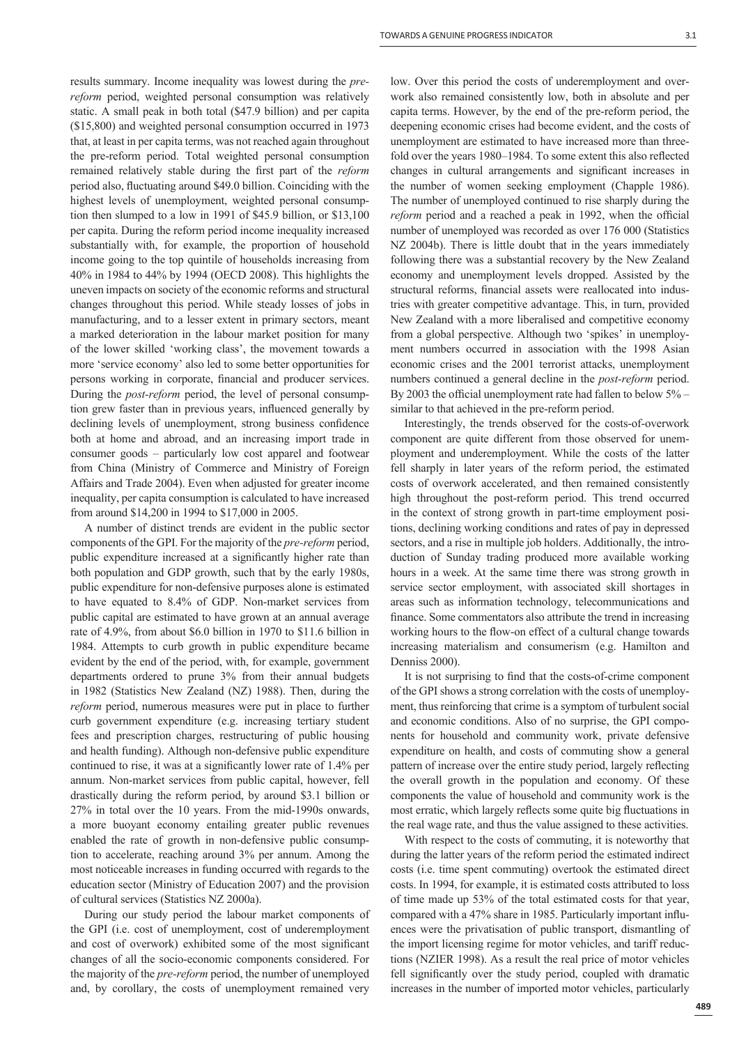results summary. Income inequality was lowest during the *pre-reform* period, weighted personal consumption was relatively static. A small peak in both total ($47.9 billion) and per capita ($15,800) and weighted personal consumption occurred in 1973 that, at least in per capita terms, was not reached again throughout the pre-reform period. Total weighted personal consumption remained relatively stable during the first part of the *reform* period also, fluctuating around $49.0 billion. Coinciding with the highest levels of unemployment, weighted personal consumption then slumped to a low in 1991 of $45.9 billion, or $13,100 per capita. During the reform period income inequality increased substantially with, for example, the proportion of household income going to the top quintile of households increasing from 40% in 1984 to 44% by 1994 (OECD 2008). This highlights the uneven impacts on society of the economic reforms and structural changes throughout this period. While steady losses of jobs in manufacturing, and to a lesser extent in primary sectors, meant a marked deterioration in the labour market position for many of the lower skilled 'working class', the movement towards a more 'service economy' also led to some better opportunities for persons working in corporate, financial and producer services. During the *post-reform* period, the level of personal consumption grew faster than in previous years, influenced generally by declining levels of unemployment, strong business confidence both at home and abroad, and an increasing import trade in consumer goods – particularly low cost apparel and footwear from China (Ministry of Commerce and Ministry of Foreign Affairs and Trade 2004). Even when adjusted for greater income inequality, per capita consumption is calculated to have increased from around $14,200 in 1994 to $17,000 in 2005.

A number of distinct trends are evident in the public sector components of the GPI. For the majority of the *pre-reform* period, public expenditure increased at a significantly higher rate than both population and GDP growth, such that by the early 1980s, public expenditure for non-defensive purposes alone is estimated to have equated to 8.4% of GDP. Non-market services from public capital are estimated to have grown at an annual average rate of 4.9%, from about $6.0 billion in 1970 to $11.6 billion in 1984. Attempts to curb growth in public expenditure became evident by the end of the period, with, for example, government departments ordered to prune 3% from their annual budgets in 1982 (Statistics New Zealand (NZ) 1988). Then, during the *reform* period, numerous measures were put in place to further curb government expenditure (e.g. increasing tertiary student fees and prescription charges, restructuring of public housing and health funding). Although non-defensive public expenditure continued to rise, it was at a significantly lower rate of 1.4% per annum. Non-market services from public capital, however, fell drastically during the reform period, by around $3.1 billion or 27% in total over the 10 years. From the mid-1990s onwards, a more buoyant economy entailing greater public revenues enabled the rate of growth in non-defensive public consumption to accelerate, reaching around 3% per annum. Among the most noticeable increases in funding occurred with regards to the education sector (Ministry of Education 2007) and the provision of cultural services (Statistics NZ 2000a).

During our study period the labour market components of the GPI (i.e. cost of unemployment, cost of underemployment and cost of overwork) exhibited some of the most significant changes of all the socio-economic components considered. For the majority of the *pre-reform* period, the number of unemployed and, by corollary, the costs of unemployment remained very low. Over this period the costs of underemployment and overwork also remained consistently low, both in absolute and per capita terms. However, by the end of the pre-reform period, the deepening economic crises had become evident, and the costs of unemployment are estimated to have increased more than three-fold over the years 1980–1984. To some extent this also reflected changes in cultural arrangements and significant increases in the number of women seeking employment (Chapple 1986). The number of unemployed continued to rise sharply during the *reform* period and a reached a peak in 1992, when the official number of unemployed was recorded as over 176 000 (Statistics NZ 2004b). There is little doubt that in the years immediately following there was a substantial recovery by the New Zealand economy and unemployment levels dropped. Assisted by the structural reforms, financial assets were reallocated into industries with greater competitive advantage. This, in turn, provided New Zealand with a more liberalised and competitive economy from a global perspective. Although two 'spikes' in unemployment numbers occurred in association with the 1998 Asian economic crises and the 2001 terrorist attacks, unemployment numbers continued a general decline in the *post-reform* period. By 2003 the official unemployment rate had fallen to below 5% – similar to that achieved in the pre-reform period.

Interestingly, the trends observed for the costs-of-overwork component are quite different from those observed for unemployment and underemployment. While the costs of the latter fell sharply in later years of the reform period, the estimated costs of overwork accelerated, and then remained consistently high throughout the post-reform period. This trend occurred in the context of strong growth in part-time employment positions, declining working conditions and rates of pay in depressed sectors, and a rise in multiple job holders. Additionally, the introduction of Sunday trading produced more available working hours in a week. At the same time there was strong growth in service sector employment, with associated skill shortages in areas such as information technology, telecommunications and finance. Some commentators also attribute the trend in increasing working hours to the flow-on effect of a cultural change towards increasing materialism and consumerism (e.g. Hamilton and Denniss 2000).

It is not surprising to find that the costs-of-crime component of the GPI shows a strong correlation with the costs of unemployment, thus reinforcing that crime is a symptom of turbulent social and economic conditions. Also of no surprise, the GPI components for household and community work, private defensive expenditure on health, and costs of commuting show a general pattern of increase over the entire study period, largely reflecting the overall growth in the population and economy. Of these components the value of household and community work is the most erratic, which largely reflects some quite big fluctuations in the real wage rate, and thus the value assigned to these activities.

With respect to the costs of commuting, it is noteworthy that during the latter years of the reform period the estimated indirect costs (i.e. time spent commuting) overtook the estimated direct costs. In 1994, for example, it is estimated costs attributed to loss of time made up 53% of the total estimated costs for that year, compared with a 47% share in 1985. Particularly important influences were the privatisation of public transport, dismantling of the import licensing regime for motor vehicles, and tariff reductions (NZIER 1998). As a result the real price of motor vehicles fell significantly over the study period, coupled with dramatic increases in the number of imported motor vehicles, particularly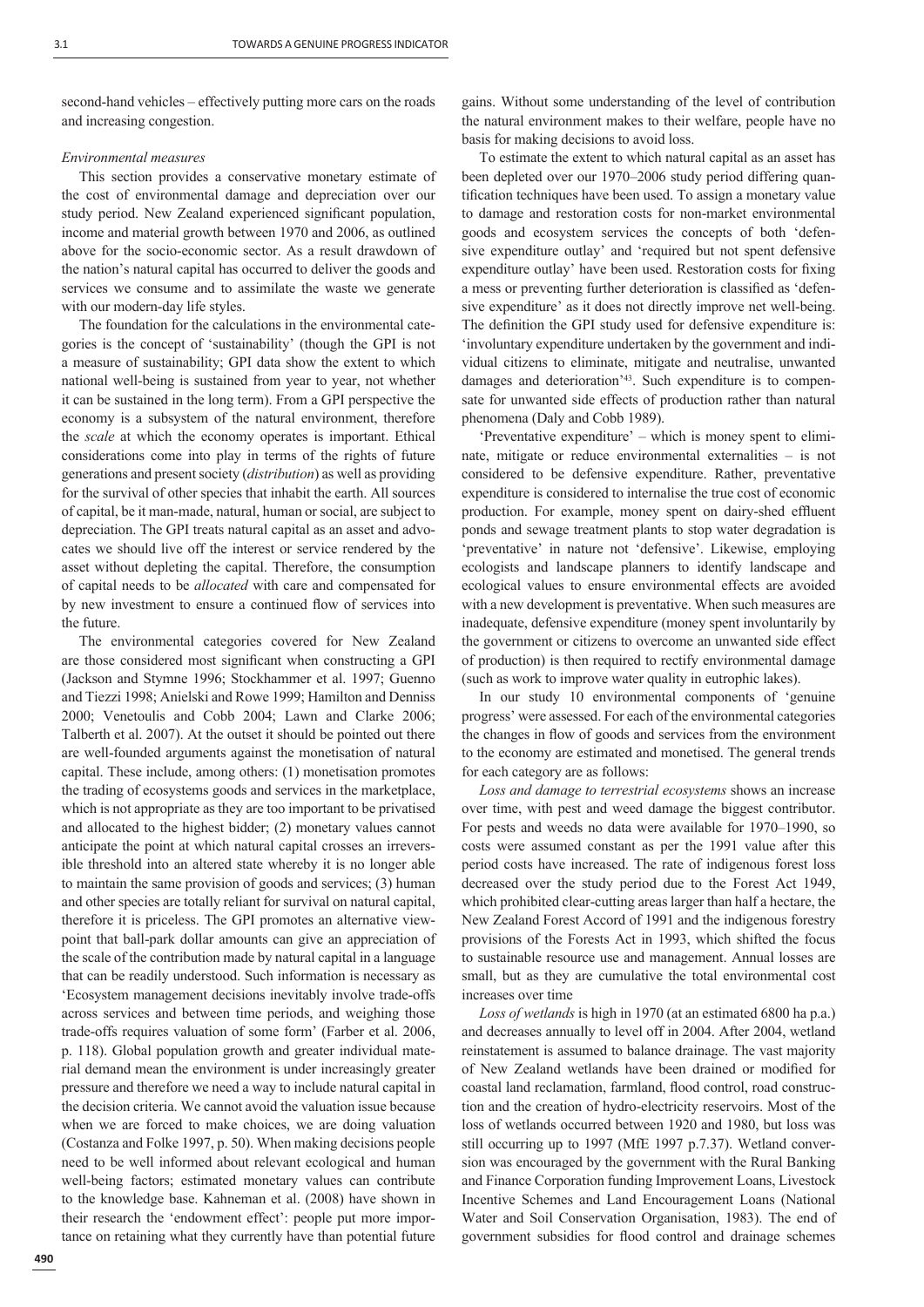second-hand vehicles – effectively putting more cars on the roads and increasing congestion.

*Environmental measures*

This section provides a conservative monetary estimate of the cost of environmental damage and depreciation over our study period. New Zealand experienced significant population, income and material growth between 1970 and 2006, as outlined above for the socio-economic sector. As a result drawdown of the nation's natural capital has occurred to deliver the goods and services we consume and to assimilate the waste we generate with our modern-day life styles.

The foundation for the calculations in the environmental categories is the concept of 'sustainability' (though the GPI is not a measure of sustainability; GPI data show the extent to which national well-being is sustained from year to year, not whether it can be sustained in the long term). From a GPI perspective the economy is a subsystem of the natural environment, therefore the *scale* at which the economy operates is important. Ethical considerations come into play in terms of the rights of future generations and present society (*distribution*) as well as providing for the survival of other species that inhabit the earth. All sources of capital, be it man-made, natural, human or social, are subject to depreciation. The GPI treats natural capital as an asset and advocates we should live off the interest or service rendered by the asset without depleting the capital. Therefore, the consumption of capital needs to be *allocated* with care and compensated for by new investment to ensure a continued flow of services into the future.

The environmental categories covered for New Zealand are those considered most significant when constructing a GPI (Jackson and Stymne 1996; Stockhammer et al. 1997; Guenno and Tiezzi 1998; Anielski and Rowe 1999; Hamilton and Denniss 2000; Venetoulis and Cobb 2004; Lawn and Clarke 2006; Talberth et al. 2007). At the outset it should be pointed out there are well-founded arguments against the monetisation of natural capital. These include, among others: (1) monetisation promotes the trading of ecosystems goods and services in the marketplace, which is not appropriate as they are too important to be privatised and allocated to the highest bidder; (2) monetary values cannot anticipate the point at which natural capital crosses an irreversible threshold into an altered state whereby it is no longer able to maintain the same provision of goods and services; (3) human and other species are totally reliant for survival on natural capital, therefore it is priceless. The GPI promotes an alternative viewpoint that ball-park dollar amounts can give an appreciation of the scale of the contribution made by natural capital in a language that can be readily understood. Such information is necessary as 'Ecosystem management decisions inevitably involve trade-offs across services and between time periods, and weighing those trade-offs requires valuation of some form' (Farber et al. 2006, p. 118). Global population growth and greater individual material demand mean the environment is under increasingly greater pressure and therefore we need a way to include natural capital in the decision criteria. We cannot avoid the valuation issue because when we are forced to make choices, we are doing valuation (Costanza and Folke 1997, p. 50). When making decisions people need to be well informed about relevant ecological and human well-being factors; estimated monetary values can contribute to the knowledge base. Kahneman et al. (2008) have shown in their research the 'endowment effect': people put more importance on retaining what they currently have than potential future gains. Without some understanding of the level of contribution the natural environment makes to their welfare, people have no basis for making decisions to avoid loss.

To estimate the extent to which natural capital as an asset has been depleted over our 1970–2006 study period differing quantification techniques have been used. To assign a monetary value to damage and restoration costs for non-market environmental goods and ecosystem services the concepts of both 'defensive expenditure outlay' and 'required but not spent defensive expenditure outlay' have been used. Restoration costs for fixing a mess or preventing further deterioration is classified as 'defensive expenditure' as it does not directly improve net well-being. The definition the GPI study used for defensive expenditure is: 'involuntary expenditure undertaken by the government and individual citizens to eliminate, mitigate and neutralise, unwanted damages and deterioration'[43]. Such expenditure is to compensate for unwanted side effects of production rather than natural phenomena (Daly and Cobb 1989).

'Preventative expenditure' – which is money spent to eliminate, mitigate or reduce environmental externalities – is not considered to be defensive expenditure. Rather, preventative expenditure is considered to internalise the true cost of economic production. For example, money spent on dairy-shed effluent ponds and sewage treatment plants to stop water degradation is 'preventative' in nature not 'defensive'. Likewise, employing ecologists and landscape planners to identify landscape and ecological values to ensure environmental effects are avoided with a new development is preventative. When such measures are inadequate, defensive expenditure (money spent involuntarily by the government or citizens to overcome an unwanted side effect of production) is then required to rectify environmental damage (such as work to improve water quality in eutrophic lakes).

In our study 10 environmental components of 'genuine progress' were assessed. For each of the environmental categories the changes in flow of goods and services from the environment to the economy are estimated and monetised. The general trends for each category are as follows:

*Loss and damage to terrestrial ecosystems* shows an increase over time, with pest and weed damage the biggest contributor. For pests and weeds no data were available for 1970–1990, so costs were assumed constant as per the 1991 value after this period costs have increased. The rate of indigenous forest loss decreased over the study period due to the Forest Act 1949, which prohibited clear-cutting areas larger than half a hectare, the New Zealand Forest Accord of 1991 and the indigenous forestry provisions of the Forests Act in 1993, which shifted the focus to sustainable resource use and management. Annual losses are small, but as they are cumulative the total environmental cost increases over time

*Loss of wetlands* is high in 1970 (at an estimated 6800 ha p.a.) and decreases annually to level off in 2004. After 2004, wetland reinstatement is assumed to balance drainage. The vast majority of New Zealand wetlands have been drained or modified for coastal land reclamation, farmland, flood control, road construction and the creation of hydro-electricity reservoirs. Most of the loss of wetlands occurred between 1920 and 1980, but loss was still occurring up to 1997 (MfE 1997 p.7.37). Wetland conversion was encouraged by the government with the Rural Banking and Finance Corporation funding Improvement Loans, Livestock Incentive Schemes and Land Encouragement Loans (National Water and Soil Conservation Organisation, 1983). The end of government subsidies for flood control and drainage schemes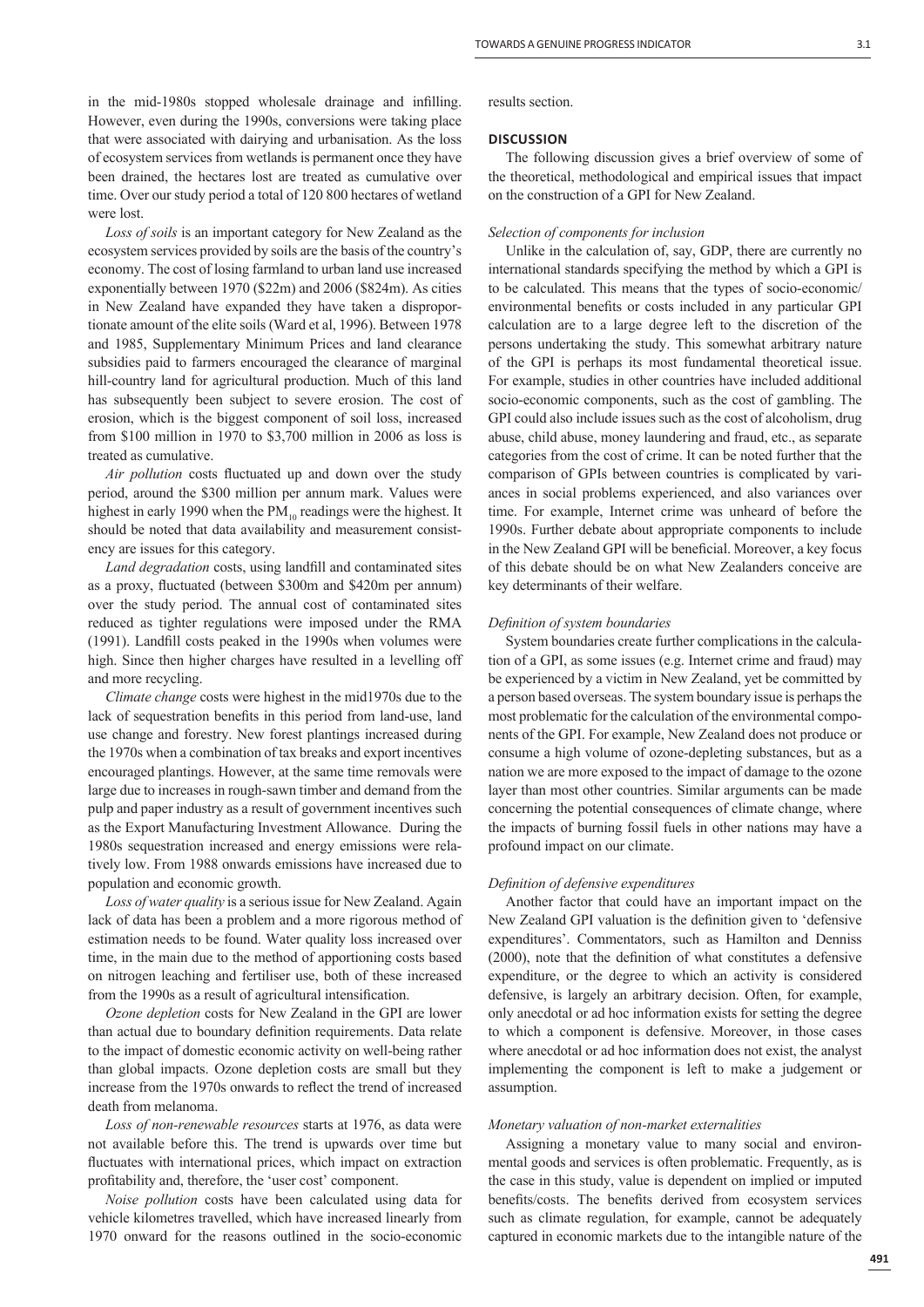in the mid-1980s stopped wholesale drainage and infilling. However, even during the 1990s, conversions were taking place that were associated with dairying and urbanisation. As the loss of ecosystem services from wetlands is permanent once they have been drained, the hectares lost are treated as cumulative over time. Over our study period a total of 120 800 hectares of wetland were lost.

*Loss of soils* is an important category for New Zealand as the ecosystem services provided by soils are the basis of the country's economy. The cost of losing farmland to urban land use increased exponentially between 1970 ($22m) and 2006 ($824m). As cities in New Zealand have expanded they have taken a disproportionate amount of the elite soils (Ward et al, 1996). Between 1978 and 1985, Supplementary Minimum Prices and land clearance subsidies paid to farmers encouraged the clearance of marginal hill-country land for agricultural production. Much of this land has subsequently been subject to severe erosion. The cost of erosion, which is the biggest component of soil loss, increased from $100 million in 1970 to $3,700 million in 2006 as loss is treated as cumulative.

*Air pollution* costs fluctuated up and down over the study period, around the $300 million per annum mark. Values were highest in early 1990 when the $PM_{10}$ readings were the highest. It should be noted that data availability and measurement consistency are issues for this category.

*Land degradation* costs, using landfill and contaminated sites as a proxy, fluctuated (between $300m and $420m per annum) over the study period. The annual cost of contaminated sites reduced as tighter regulations were imposed under the RMA (1991). Landfill costs peaked in the 1990s when volumes were high. Since then higher charges have resulted in a levelling off and more recycling.

*Climate change* costs were highest in the mid1970s due to the lack of sequestration benefits in this period from land-use, land use change and forestry. New forest plantings increased during the 1970s when a combination of tax breaks and export incentives encouraged plantings. However, at the same time removals were large due to increases in rough-sawn timber and demand from the pulp and paper industry as a result of government incentives such as the Export Manufacturing Investment Allowance. During the 1980s sequestration increased and energy emissions were relatively low. From 1988 onwards emissions have increased due to population and economic growth.

*Loss of water quality* is a serious issue for New Zealand. Again lack of data has been a problem and a more rigorous method of estimation needs to be found. Water quality loss increased over time, in the main due to the method of apportioning costs based on nitrogen leaching and fertiliser use, both of these increased from the 1990s as a result of agricultural intensification.

*Ozone depletion* costs for New Zealand in the GPI are lower than actual due to boundary definition requirements. Data relate to the impact of domestic economic activity on well-being rather than global impacts. Ozone depletion costs are small but they increase from the 1970s onwards to reflect the trend of increased death from melanoma.

*Loss of non-renewable resources* starts at 1976, as data were not available before this. The trend is upwards over time but fluctuates with international prices, which impact on extraction profitability and, therefore, the 'user cost' component.

*Noise pollution* costs have been calculated using data for vehicle kilometres travelled, which have increased linearly from 1970 onward for the reasons outlined in the socio-economic results section.

## DISCUSSION

The following discussion gives a brief overview of some of the theoretical, methodological and empirical issues that impact on the construction of a GPI for New Zealand.

### *Selection of components for inclusion*

Unlike in the calculation of, say, GDP, there are currently no international standards specifying the method by which a GPI is to be calculated. This means that the types of socio-economic/environmental benefits or costs included in any particular GPI calculation are to a large degree left to the discretion of the persons undertaking the study. This somewhat arbitrary nature of the GPI is perhaps its most fundamental theoretical issue. For example, studies in other countries have included additional socio-economic components, such as the cost of gambling. The GPI could also include issues such as the cost of alcoholism, drug abuse, child abuse, money laundering and fraud, etc., as separate categories from the cost of crime. It can be noted further that the comparison of GPIs between countries is complicated by variances in social problems experienced, and also variances over time. For example, Internet crime was unheard of before the 1990s. Further debate about appropriate components to include in the New Zealand GPI will be beneficial. Moreover, a key focus of this debate should be on what New Zealanders conceive are key determinants of their welfare.

### *Definition of system boundaries*

System boundaries create further complications in the calculation of a GPI, as some issues (e.g. Internet crime and fraud) may be experienced by a victim in New Zealand, yet be committed by a person based overseas. The system boundary issue is perhaps the most problematic for the calculation of the environmental components of the GPI. For example, New Zealand does not produce or consume a high volume of ozone-depleting substances, but as a nation we are more exposed to the impact of damage to the ozone layer than most other countries. Similar arguments can be made concerning the potential consequences of climate change, where the impacts of burning fossil fuels in other nations may have a profound impact on our climate.

### *Definition of defensive expenditures*

Another factor that could have an important impact on the New Zealand GPI valuation is the definition given to 'defensive expenditures'. Commentators, such as Hamilton and Denniss (2000), note that the definition of what constitutes a defensive expenditure, or the degree to which an activity is considered defensive, is largely an arbitrary decision. Often, for example, only anecdotal or ad hoc information exists for setting the degree to which a component is defensive. Moreover, in those cases where anecdotal or ad hoc information does not exist, the analyst implementing the component is left to make a judgement or assumption.

### *Monetary valuation of non-market externalities*

Assigning a monetary value to many social and environmental goods and services is often problematic. Frequently, as is the case in this study, value is dependent on implied or imputed benefits/costs. The benefits derived from ecosystem services such as climate regulation, for example, cannot be adequately captured in economic markets due to the intangible nature of the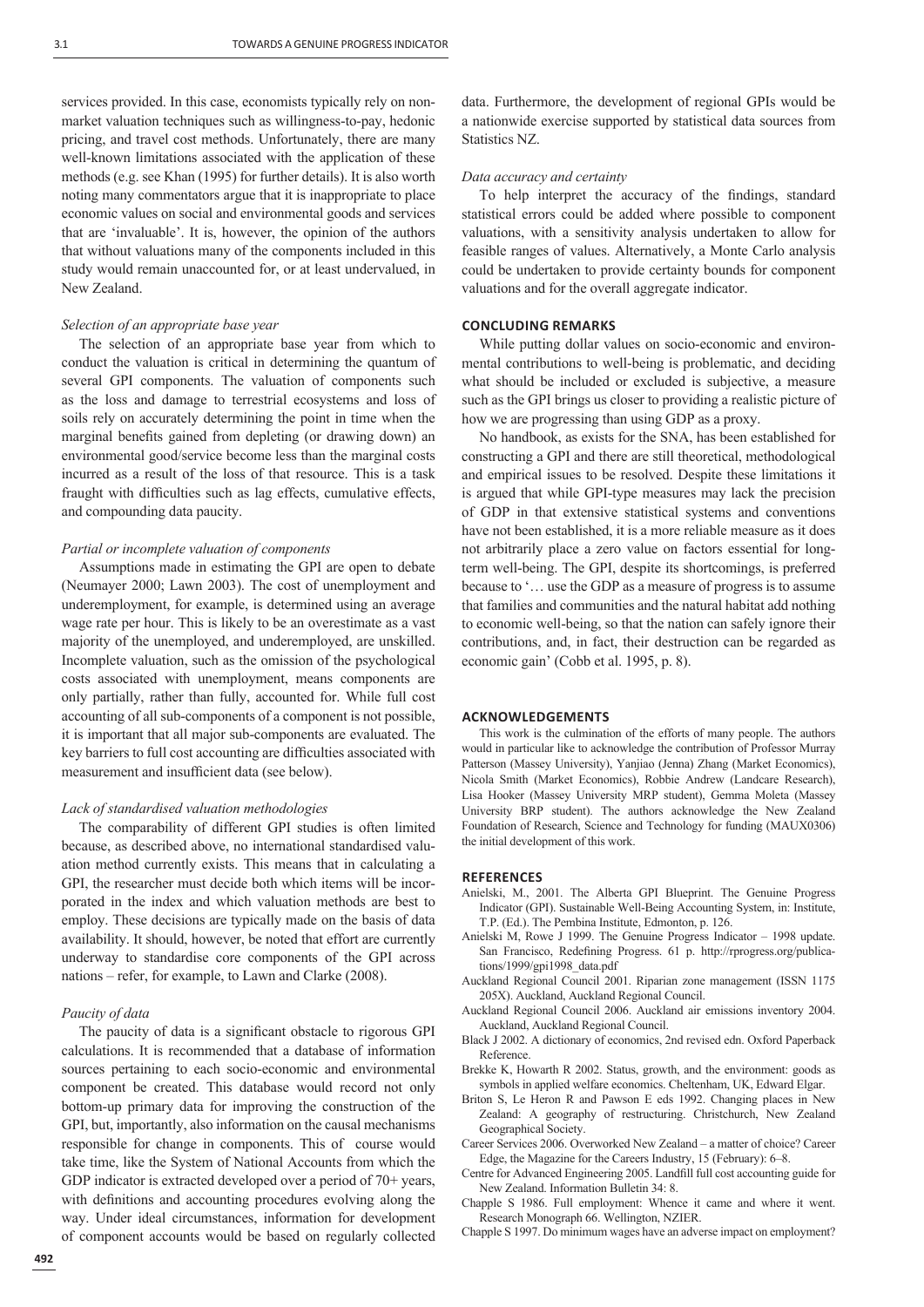services provided. In this case, economists typically rely on non-market valuation techniques such as willingness-to-pay, hedonic pricing, and travel cost methods. Unfortunately, there are many well-known limitations associated with the application of these methods (e.g. see Khan (1995) for further details). It is also worth noting many commentators argue that it is inappropriate to place economic values on social and environmental goods and services that are 'invaluable'. It is, however, the opinion of the authors that without valuations many of the components included in this study would remain unaccounted for, or at least undervalued, in New Zealand.

*Selection of an appropriate base year*

The selection of an appropriate base year from which to conduct the valuation is critical in determining the quantum of several GPI components. The valuation of components such as the loss and damage to terrestrial ecosystems and loss of soils rely on accurately determining the point in time when the marginal benefits gained from depleting (or drawing down) an environmental good/service become less than the marginal costs incurred as a result of the loss of that resource. This is a task fraught with difficulties such as lag effects, cumulative effects, and compounding data paucity.

*Partial or incomplete valuation of components*

Assumptions made in estimating the GPI are open to debate (Neumayer 2000; Lawn 2003). The cost of unemployment and underemployment, for example, is determined using an average wage rate per hour. This is likely to be an overestimate as a vast majority of the unemployed, and underemployed, are unskilled. Incomplete valuation, such as the omission of the psychological costs associated with unemployment, means components are only partially, rather than fully, accounted for. While full cost accounting of all sub-components of a component is not possible, it is important that all major sub-components are evaluated. The key barriers to full cost accounting are difficulties associated with measurement and insufficient data (see below).

*Lack of standardised valuation methodologies*

The comparability of different GPI studies is often limited because, as described above, no international standardised valuation method currently exists. This means that in calculating a GPI, the researcher must decide both which items will be incorporated in the index and which valuation methods are best to employ. These decisions are typically made on the basis of data availability. It should, however, be noted that effort are currently underway to standardise core components of the GPI across nations – refer, for example, to Lawn and Clarke (2008).

*Paucity of data*

The paucity of data is a significant obstacle to rigorous GPI calculations. It is recommended that a database of information sources pertaining to each socio-economic and environmental component be created. This database would record not only bottom-up primary data for improving the construction of the GPI, but, importantly, also information on the causal mechanisms responsible for change in components. This of course would take time, like the System of National Accounts from which the GDP indicator is extracted developed over a period of 70+ years, with definitions and accounting procedures evolving along the way. Under ideal circumstances, information for development of component accounts would be based on regularly collected data. Furthermore, the development of regional GPIs would be a nationwide exercise supported by statistical data sources from Statistics NZ.

*Data accuracy and certainty*

To help interpret the accuracy of the findings, standard statistical errors could be added where possible to component valuations, with a sensitivity analysis undertaken to allow for feasible ranges of values. Alternatively, a Monte Carlo analysis could be undertaken to provide certainty bounds for component valuations and for the overall aggregate indicator.

## CONCLUDING REMARKS

While putting dollar values on socio-economic and environmental contributions to well-being is problematic, and deciding what should be included or excluded is subjective, a measure such as the GPI brings us closer to providing a realistic picture of how we are progressing than using GDP as a proxy.

No handbook, as exists for the SNA, has been established for constructing a GPI and there are still theoretical, methodological and empirical issues to be resolved. Despite these limitations it is argued that while GPI-type measures may lack the precision of GDP in that extensive statistical systems and conventions have not been established, it is a more reliable measure as it does not arbitrarily place a zero value on factors essential for long-term well-being. The GPI, despite its shortcomings, is preferred because to '… use the GDP as a measure of progress is to assume that families and communities and the natural habitat add nothing to economic well-being, so that the nation can safely ignore their contributions, and, in fact, their destruction can be regarded as economic gain' (Cobb et al. 1995, p. 8).

## ACKNOWLEDGEMENTS

This work is the culmination of the efforts of many people. The authors would in particular like to acknowledge the contribution of Professor Murray Patterson (Massey University), Yanjiao (Jenna) Zhang (Market Economics), Nicola Smith (Market Economics), Robbie Andrew (Landcare Research), Lisa Hooker (Massey University MRP student), Gemma Moleta (Massey University BRP student). The authors acknowledge the New Zealand Foundation of Research, Science and Technology for funding (MAUX0306) the initial development of this work.

## REFERENCES

Anielski, M., 2001. The Alberta GPI Blueprint. The Genuine Progress Indicator (GPI). Sustainable Well-Being Accounting System, in: Institute, T.P. (Ed.). The Pembina Institute, Edmonton, p. 126.

Anielski M, Rowe J 1999. The Genuine Progress Indicator – 1998 update. San Francisco, Redefining Progress. 61 p. http://rprogress.org/publications/1999/gpi1998_data.pdf

Auckland Regional Council 2001. Riparian zone management (ISSN 1175 205X). Auckland, Auckland Regional Council.

Auckland Regional Council 2006. Auckland air emissions inventory 2004. Auckland, Auckland Regional Council.

Black J 2002. A dictionary of economics, 2nd revised edn. Oxford Paperback Reference.

Brekke K, Howarth R 2002. Status, growth, and the environment: goods as symbols in applied welfare economics. Cheltenham, UK, Edward Elgar.

Briton S, Le Heron R and Pawson E eds 1992. Changing places in New Zealand: A geography of restructuring. Christchurch, New Zealand Geographical Society.

Career Services 2006. Overworked New Zealand – a matter of choice? Career Edge, the Magazine for the Careers Industry, 15 (February): 6–8.

Centre for Advanced Engineering 2005. Landfill full cost accounting guide for New Zealand. Information Bulletin 34: 8.

Chapple S 1986. Full employment: Whence it came and where it went. Research Monograph 66. Wellington, NZIER.

Chapple S 1997. Do minimum wages have an adverse impact on employment?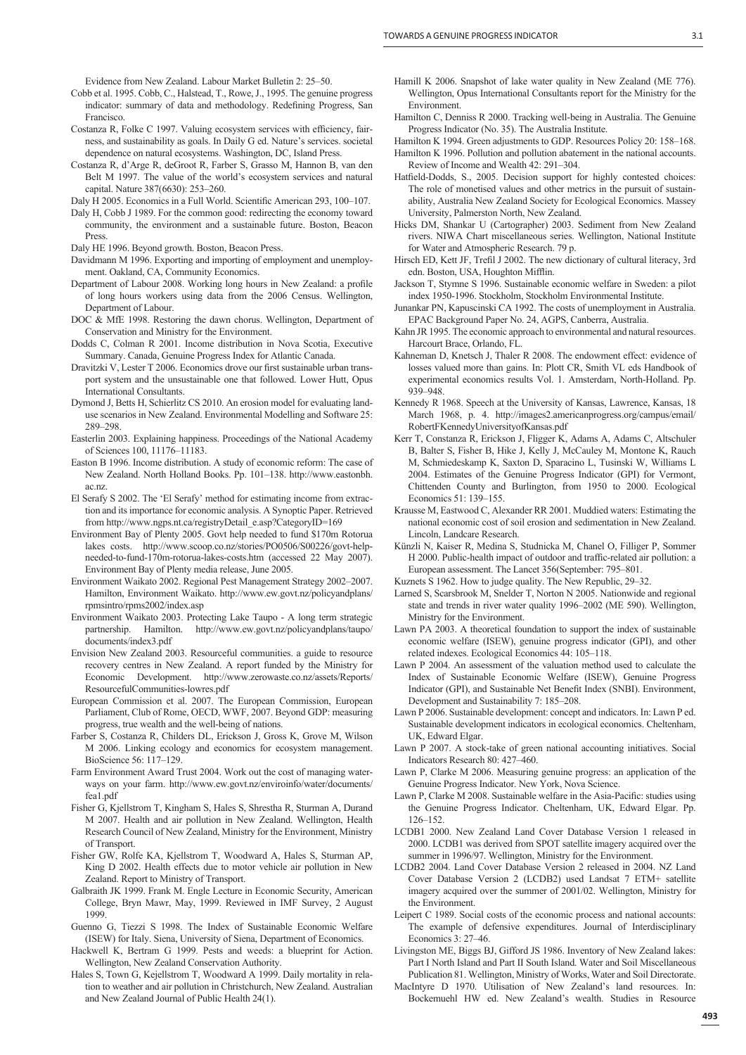Evidence from New Zealand. Labour Market Bulletin 2: 25–50.

Cobb et al. 1995. Cobb, C., Halstead, T., Rowe, J., 1995. The genuine progress indicator: summary of data and methodology. Redefining Progress, San Francisco.

Costanza R, Folke C 1997. Valuing ecosystem services with efficiency, fairness, and sustainability as goals. In Daily G ed. Nature's services. societal dependence on natural ecosystems. Washington, DC, Island Press.

Costanza R, d'Arge R, deGroot R, Farber S, Grasso M, Hannon B, van den Belt M 1997. The value of the world's ecosystem services and natural capital. Nature 387(6630): 253–260.

Daly H 2005. Economics in a Full World. Scientific American 293, 100–107.

Daly H, Cobb J 1989. For the common good: redirecting the economy toward community, the environment and a sustainable future. Boston, Beacon Press.

Daly HE 1996. Beyond growth. Boston, Beacon Press.

Davidmann M 1996. Exporting and importing of employment and unemployment. Oakland, CA, Community Economics.

Department of Labour 2008. Working long hours in New Zealand: a profile of long hours workers using data from the 2006 Census. Wellington, Department of Labour.

DOC & MfE 1998. Restoring the dawn chorus. Wellington, Department of Conservation and Ministry for the Environment.

Dodds C, Colman R 2001. Income distribution in Nova Scotia, Executive Summary. Canada, Genuine Progress Index for Atlantic Canada.

Dravitzki V, Lester T 2006. Economics drove our first sustainable urban transport system and the unsustainable one that followed. Lower Hutt, Opus International Consultants.

Dymond J, Betts H, Schierlitz CS 2010. An erosion model for evaluating land-use scenarios in New Zealand. Environmental Modelling and Software 25: 289–298.

Easterlin 2003. Explaining happiness. Proceedings of the National Academy of Sciences 100, 11176–11183.

Easton B 1996. Income distribution. A study of economic reform: The case of New Zealand. North Holland Books. Pp. 101–138. http://www.eastonbh.ac.nz.

El Serafy S 2002. The 'El Serafy' method for estimating income from extraction and its importance for economic analysis. A Synoptic Paper. Retrieved from http://www.ngps.nt.ca/registryDetail_e.asp?CategoryID=169

Environment Bay of Plenty 2005. Govt help needed to fund $170m Rotorua lakes costs. http://www.scoop.co.nz/stories/PO0506/S00226/govt-help-needed-to-fund-170m-rotorua-lakes-costs.htm (accessed 22 May 2007). Environment Bay of Plenty media release, June 2005.

Environment Waikato 2002. Regional Pest Management Strategy 2002–2007. Hamilton, Environment Waikato. http://www.ew.govt.nz/policyandplans/rpmsintro/rpms2002/index.asp

Environment Waikato 2003. Protecting Lake Taupo - A long term strategic partnership. Hamilton. http://www.ew.govt.nz/policyandplans/taupo/documents/index3.pdf

Envision New Zealand 2003. Resourceful communities. a guide to resource recovery centres in New Zealand. A report funded by the Ministry for Economic Development. http://www.zerowaste.co.nz/assets/Reports/ResourcefulCommunities-lowres.pdf

European Commission et al. 2007. The European Commission, European Parliament, Club of Rome, OECD, WWF, 2007. Beyond GDP: measuring progress, true wealth and the well-being of nations.

Farber S, Costanza R, Childers DL, Erickson J, Gross K, Grove M, Wilson M 2006. Linking ecology and economics for ecosystem management. BioScience 56: 117–129.

Farm Environment Award Trust 2004. Work out the cost of managing waterways on your farm. http://www.ew.govt.nz/enviroinfo/water/documents/fea1.pdf

Fisher G, Kjellstrom T, Kingham S, Hales S, Shrestha R, Sturman A, Durand M 2007. Health and air pollution in New Zealand. Wellington, Health Research Council of New Zealand, Ministry for the Environment, Ministry of Transport.

Fisher GW, Rolfe KA, Kjellstrom T, Woodward A, Hales S, Sturman AP, King D 2002. Health effects due to motor vehicle air pollution in New Zealand. Report to Ministry of Transport.

Galbraith JK 1999. Frank M. Engle Lecture in Economic Security, American College, Bryn Mawr, May, 1999. Reviewed in IMF Survey, 2 August 1999.

Guenno G, Tiezzi S 1998. The Index of Sustainable Economic Welfare (ISEW) for Italy. Siena, University of Siena, Department of Economics.

Hackwell K, Bertram G 1999. Pests and weeds: a blueprint for Action. Wellington, New Zealand Conservation Authority.

Hales S, Town G, Kejellstrom T, Woodward A 1999. Daily mortality in relation to weather and air pollution in Christchurch, New Zealand. Australian and New Zealand Journal of Public Health 24(1).

Hamill K 2006. Snapshot of lake water quality in New Zealand (ME 776). Wellington, Opus International Consultants report for the Ministry for the Environment.

Hamilton C, Denniss R 2000. Tracking well-being in Australia. The Genuine Progress Indicator (No. 35). The Australia Institute.

Hamilton K 1994. Green adjustments to GDP. Resources Policy 20: 158–168.

Hamilton K 1996. Pollution and pollution abatement in the national accounts. Review of Income and Wealth 42: 291–304.

Hatfield-Dodds, S., 2005. Decision support for highly contested choices: The role of monetised values and other metrics in the pursuit of sustainability, Australia New Zealand Society for Ecological Economics. Massey University, Palmerston North, New Zealand.

Hicks DM, Shankar U (Cartographer) 2003. Sediment from New Zealand rivers. NIWA Chart miscellaneous series. Wellington, National Institute for Water and Atmospheric Research. 79 p.

Hirsch ED, Kett JF, Trefil J 2002. The new dictionary of cultural literacy, 3rd edn. Boston, USA, Houghton Mifflin.

Jackson T, Stymne S 1996. Sustainable economic welfare in Sweden: a pilot index 1950-1996. Stockholm, Stockholm Environmental Institute.

Junankar PN, Kapuscinski CA 1992. The costs of unemployment in Australia. EPAC Background Paper No. 24, AGPS, Canberra, Australia.

Kahn JR 1995. The economic approach to environmental and natural resources. Harcourt Brace, Orlando, FL.

Kahneman D, Knetsch J, Thaler R 2008. The endowment effect: evidence of losses valued more than gains. In: Plott CR, Smith VL eds Handbook of experimental economics results Vol. 1. Amsterdam, North-Holland. Pp. 939–948.

Kennedy R 1968. Speech at the University of Kansas, Lawrence, Kansas, 18 March 1968, p. 4. http://images2.americanprogress.org/campus/email/RobertFKennedyUniversityofKansas.pdf

Kerr T, Constanza R, Erickson J, Fligger K, Adams A, Adams C, Altschuler B, Balter S, Fisher B, Hike J, Kelly J, McCauley M, Montone K, Rauch M, Schmiedeskamp K, Saxton D, Sparacino L, Tusinski W, Williams L 2004. Estimates of the Genuine Progress Indicator (GPI) for Vermont, Chittenden County and Burlington, from 1950 to 2000. Ecological Economics 51: 139–155.

Krausse M, Eastwood C, Alexander RR 2001. Muddied waters: Estimating the national economic cost of soil erosion and sedimentation in New Zealand. Lincoln, Landcare Research.

Künzli N, Kaiser R, Medina S, Studnicka M, Chanel O, Filliger P, Sommer H 2000. Public-health impact of outdoor and traffic-related air pollution: a European assessment. The Lancet 356(September: 795–801.

Kuznets S 1962. How to judge quality. The New Republic, 29–32.

Larned S, Scarsbrook M, Snelder T, Norton N 2005. Nationwide and regional state and trends in river water quality 1996–2002 (ME 590). Wellington, Ministry for the Environment.

Lawn PA 2003. A theoretical foundation to support the index of sustainable economic welfare (ISEW), genuine progress indicator (GPI), and other related indexes. Ecological Economics 44: 105–118.

Lawn P 2004. An assessment of the valuation method used to calculate the Index of Sustainable Economic Welfare (ISEW), Genuine Progress Indicator (GPI), and Sustainable Net Benefit Index (SNBI). Environment, Development and Sustainability 7: 185–208.

Lawn P 2006. Sustainable development: concept and indicators. In: Lawn P ed. Sustainable development indicators in ecological economics. Cheltenham, UK, Edward Elgar.

Lawn P 2007. A stock-take of green national accounting initiatives. Social Indicators Research 80: 427–460.

Lawn P, Clarke M 2006. Measuring genuine progress: an application of the Genuine Progress Indicator. New York, Nova Science.

Lawn P, Clarke M 2008. Sustainable welfare in the Asia-Pacific: studies using the Genuine Progress Indicator. Cheltenham, UK, Edward Elgar. Pp. 126–152.

LCDB1 2000. New Zealand Land Cover Database Version 1 released in 2000. LCDB1 was derived from SPOT satellite imagery acquired over the summer in 1996/97. Wellington, Ministry for the Environment.

LCDB2 2004. Land Cover Database Version 2 released in 2004. NZ Land Cover Database Version 2 (LCDB2) used Landsat 7 ETM+ satellite imagery acquired over the summer of 2001/02. Wellington, Ministry for the Environment.

Leipert C 1989. Social costs of the economic process and national accounts: The example of defensive expenditures. Journal of Interdisciplinary Economics 3: 27–46.

Livingston ME, Biggs BJ, Gifford JS 1986. Inventory of New Zealand lakes: Part I North Island and Part II South Island. Water and Soil Miscellaneous Publication 81. Wellington, Ministry of Works, Water and Soil Directorate.

MacIntyre D 1970. Utilisation of New Zealand's land resources. In: Bockemuehl HW ed. New Zealand's wealth. Studies in Resource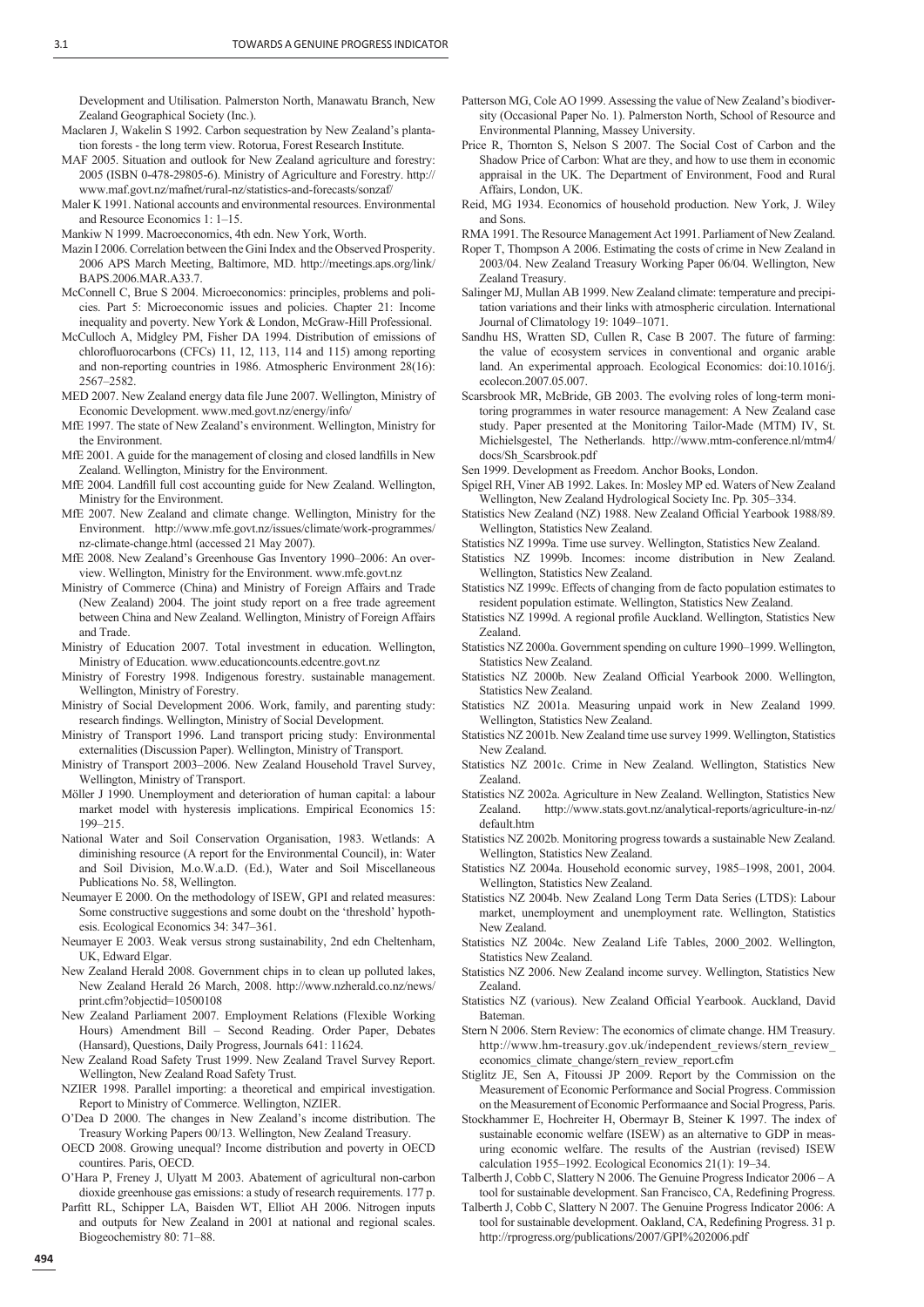Development and Utilisation. Palmerston North, Manawatu Branch, New Zealand Geographical Society (Inc.).

Maclaren J, Wakelin S 1992. Carbon sequestration by New Zealand's plantation forests - the long term view. Rotorua, Forest Research Institute.

MAF 2005. Situation and outlook for New Zealand agriculture and forestry: 2005 (ISBN 0-478-29805-6). Ministry of Agriculture and Forestry. http://www.maf.govt.nz/mafnet/rural-nz/statistics-and-forecasts/sonzaf/

Maler K 1991. National accounts and environmental resources. Environmental and Resource Economics 1: 1–15.

Mankiw N 1999. Macroeconomics, 4th edn. New York, Worth.

Mazin I 2006. Correlation between the Gini Index and the Observed Prosperity. 2006 APS March Meeting, Baltimore, MD. http://meetings.aps.org/link/BAPS.2006.MAR.A33.7.

McConnell C, Brue S 2004. Microeconomics: principles, problems and policies. Part 5: Microeconomic issues and policies. Chapter 21: Income inequality and poverty. New York & London, McGraw-Hill Professional.

McCulloch A, Midgley PM, Fisher DA 1994. Distribution of emissions of chlorofluorocarbons (CFCs) 11, 12, 113, 114 and 115) among reporting and non-reporting countries in 1986. Atmospheric Environment 28(16): 2567–2582.

MED 2007. New Zealand energy data file June 2007. Wellington, Ministry of Economic Development. www.med.govt.nz/energy/info/

MfE 1997. The state of New Zealand's environment. Wellington, Ministry for the Environment.

MfE 2001. A guide for the management of closing and closed landfills in New Zealand. Wellington, Ministry for the Environment.

MfE 2004. Landfill full cost accounting guide for New Zealand. Wellington, Ministry for the Environment.

MfE 2007. New Zealand and climate change. Wellington, Ministry for the Environment. http://www.mfe.govt.nz/issues/climate/work-programmes/nz-climate-change.html (accessed 21 May 2007).

MfE 2008. New Zealand's Greenhouse Gas Inventory 1990–2006: An overview. Wellington, Ministry for the Environment. www.mfe.govt.nz

Ministry of Commerce (China) and Ministry of Foreign Affairs and Trade (New Zealand) 2004. The joint study report on a free trade agreement between China and New Zealand. Wellington, Ministry of Foreign Affairs and Trade.

Ministry of Education 2007. Total investment in education. Wellington, Ministry of Education. www.educationcounts.edcentre.govt.nz

Ministry of Forestry 1998. Indigenous forestry. sustainable management. Wellington, Ministry of Forestry.

Ministry of Social Development 2006. Work, family, and parenting study: research findings. Wellington, Ministry of Social Development.

Ministry of Transport 1996. Land transport pricing study: Environmental externalities (Discussion Paper). Wellington, Ministry of Transport.

Ministry of Transport 2003–2006. New Zealand Household Travel Survey, Wellington, Ministry of Transport.

Möller J 1990. Unemployment and deterioration of human capital: a labour market model with hysteresis implications. Empirical Economics 15: 199–215.

National Water and Soil Conservation Organisation, 1983. Wetlands: A diminishing resource (A report for the Environmental Council), in: Water and Soil Division, M.o.W.a.D. (Ed.), Water and Soil Miscellaneous Publications No. 58, Wellington.

Neumayer E 2000. On the methodology of ISEW, GPI and related measures: Some constructive suggestions and some doubt on the 'threshold' hypothesis. Ecological Economics 34: 347–361.

Neumayer E 2003. Weak versus strong sustainability, 2nd edn Cheltenham, UK, Edward Elgar.

New Zealand Herald 2008. Government chips in to clean up polluted lakes, New Zealand Herald 26 March, 2008. http://www.nzherald.co.nz/news/print.cfm?objectid=10500108

New Zealand Parliament 2007. Employment Relations (Flexible Working Hours) Amendment Bill – Second Reading. Order Paper, Debates (Hansard), Questions, Daily Progress, Journals 641: 11624.

New Zealand Road Safety Trust 1999. New Zealand Travel Survey Report. Wellington, New Zealand Road Safety Trust.

NZIER 1998. Parallel importing: a theoretical and empirical investigation. Report to Ministry of Commerce. Wellington, NZIER.

O'Dea D 2000. The changes in New Zealand's income distribution. The Treasury Working Papers 00/13. Wellington, New Zealand Treasury.

OECD 2008. Growing unequal? Income distribution and poverty in OECD countires. Paris, OECD.

O'Hara P, Freney J, Ulyatt M 2003. Abatement of agricultural non-carbon dioxide greenhouse gas emissions: a study of research requirements. 177 p.

Parfitt RL, Schipper LA, Baisden WT, Elliot AH 2006. Nitrogen inputs and outputs for New Zealand in 2001 at national and regional scales. Biogeochemistry 80: 71–88.

Patterson MG, Cole AO 1999. Assessing the value of New Zealand's biodiversity (Occasional Paper No. 1). Palmerston North, School of Resource and Environmental Planning, Massey University.

Price R, Thornton S, Nelson S 2007. The Social Cost of Carbon and the Shadow Price of Carbon: What are they, and how to use them in economic appraisal in the UK. The Department of Environment, Food and Rural Affairs, London, UK.

Reid, MG 1934. Economics of household production. New York, J. Wiley and Sons.

RMA 1991. The Resource Management Act 1991. Parliament of New Zealand.

Roper T, Thompson A 2006. Estimating the costs of crime in New Zealand in 2003/04. New Zealand Treasury Working Paper 06/04. Wellington, New Zealand Treasury.

Salinger MJ, Mullan AB 1999. New Zealand climate: temperature and precipitation variations and their links with atmospheric circulation. International Journal of Climatology 19: 1049–1071.

Sandhu HS, Wratten SD, Cullen R, Case B 2007. The future of farming: the value of ecosystem services in conventional and organic arable land. An experimental approach. Ecological Economics: doi:10.1016/j.ecolecon.2007.05.007.

Scarsbrook MR, McBride, GB 2003. The evolving roles of long-term monitoring programmes in water resource management: A New Zealand case study. Paper presented at the Monitoring Tailor-Made (MTM) IV, St. Michielsgestel, The Netherlands. http://www.mtm-conference.nl/mtm4/docs/Sh_Scarsbrook.pdf

Sen 1999. Development as Freedom. Anchor Books, London.

Spigel RH, Viner AB 1992. Lakes. In: Mosley MP ed. Waters of New Zealand Wellington, New Zealand Hydrological Society Inc. Pp. 305–334.

Statistics New Zealand (NZ) 1988. New Zealand Official Yearbook 1988/89. Wellington, Statistics New Zealand.

Statistics NZ 1999a. Time use survey. Wellington, Statistics New Zealand.

Statistics NZ 1999b. Incomes: income distribution in New Zealand. Wellington, Statistics New Zealand.

Statistics NZ 1999c. Effects of changing from de facto population estimates to resident population estimate. Wellington, Statistics New Zealand.

Statistics NZ 1999d. A regional profile Auckland. Wellington, Statistics New Zealand.

Statistics NZ 2000a. Government spending on culture 1990–1999. Wellington, Statistics New Zealand.

Statistics NZ 2000b. New Zealand Official Yearbook 2000. Wellington, Statistics New Zealand.

Statistics NZ 2001a. Measuring unpaid work in New Zealand 1999. Wellington, Statistics New Zealand.

Statistics NZ 2001b. New Zealand time use survey 1999. Wellington, Statistics New Zealand.

Statistics NZ 2001c. Crime in New Zealand. Wellington, Statistics New Zealand.

Statistics NZ 2002a. Agriculture in New Zealand. Wellington, Statistics New Zealand. http://www.stats.govt.nz/analytical-reports/agriculture-in-nz/default.htm

Statistics NZ 2002b. Monitoring progress towards a sustainable New Zealand. Wellington, Statistics New Zealand.

Statistics NZ 2004a. Household economic survey, 1985–1998, 2001, 2004. Wellington, Statistics New Zealand.

Statistics NZ 2004b. New Zealand Long Term Data Series (LTDS): Labour market, unemployment and unemployment rate. Wellington, Statistics New Zealand.

Statistics NZ 2004c. New Zealand Life Tables, 2000_2002. Wellington, Statistics New Zealand.

Statistics NZ 2006. New Zealand income survey. Wellington, Statistics New Zealand.

Statistics NZ (various). New Zealand Official Yearbook. Auckland, David Bateman.

Stern N 2006. Stern Review: The economics of climate change. HM Treasury. http://www.hm-treasury.gov.uk/independent_reviews/stern_review_economics_climate_change/stern_review_report.cfm

Stiglitz JE, Sen A, Fitoussi JP 2009. Report by the Commission on the Measurement of Economic Performance and Social Progress. Commission on the Measurement of Economic Performaance and Social Progress, Paris.

Stockhammer E, Hochreiter H, Obermayr B, Steiner K 1997. The index of sustainable economic welfare (ISEW) as an alternative to GDP in measuring economic welfare. The results of the Austrian (revised) ISEW calculation 1955–1992. Ecological Economics 21(1): 19–34.

Talberth J, Cobb C, Slattery N 2006. The Genuine Progress Indicator 2006 – A tool for sustainable development. San Francisco, CA, Redefining Progress.

Talberth J, Cobb C, Slattery N 2007. The Genuine Progress Indicator 2006: A tool for sustainable development. Oakland, CA, Redefining Progress. 31 p. http://rprogress.org/publications/2007/GPI%202006.pdf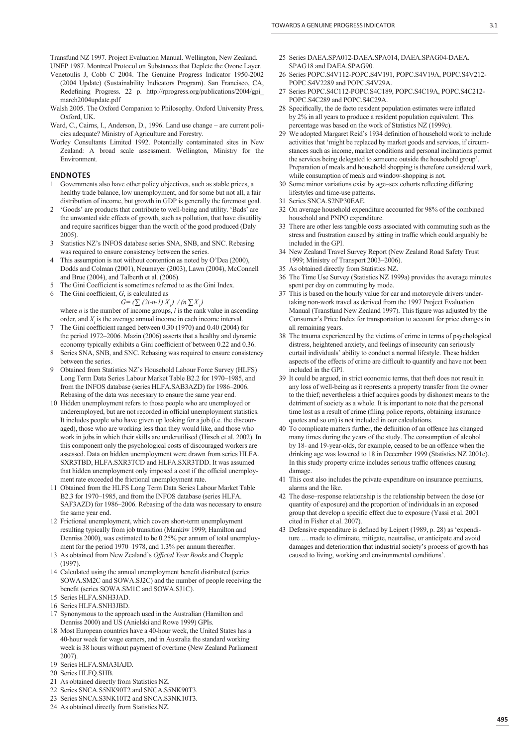Transfund NZ 1997. Project Evaluation Manual. Wellington, New Zealand.

UNEP 1987. Montreal Protocol on Substances that Deplete the Ozone Layer.

Venetoulis J, Cobb C 2004. The Genuine Progress Indicator 1950-2002 (2004 Update) (Sustainability Indicators Program). San Francisco, CA, Redefining Progress. 22 p. http://rprogress.org/publications/2004/gpi_march2004update.pdf

Walsh 2005. The Oxford Companion to Philosophy. Oxford University Press, Oxford, UK.

Ward, C., Cairns, I., Anderson, D., 1996. Land use change – are current policies adequate? Ministry of Agriculture and Forestry.

Worley Consultants Limited 1992. Potentially contaminated sites in New Zealand: A broad scale assessment. Wellington, Ministry for the Environment.

## ENDNOTES

1. Governments also have other policy objectives, such as stable prices, a healthy trade balance, low unemployment, and for some but not all, a fair distribution of income, but growth in GDP is generally the foremost goal.
2. 'Goods' are products that contribute to well-being and utility. 'Bads' are the unwanted side effects of growth, such as pollution, that have disutility and require sacrifices bigger than the worth of the good produced (Daly 2005).
3. Statistics NZ's INFOS database series SNA, SNB, and SNC. Rebasing was required to ensure consistency between the series.
4. This assumption is not without contention as noted by O'Dea (2000), Dodds and Colman (2001), Neumayer (2003), Lawn (2004), McConnell and Brue (2004), and Talberth et al. (2006).
5. The Gini Coefficient is sometimes referred to as the Gini Index.
6. The Gini coefficient, *G*, is calculated as
   $$G = \left(\sum (2i-n-1)\, X_i\right) / \left(n \sum X_i\right)$$
   where *n* is the number of income groups, *i* is the rank value in ascending order, and $X_i$ is the average annual income in each income interval.
7. The Gini coefficient ranged between 0.30 (1970) and 0.40 (2004) for the period 1972–2006. Mazin (2006) asserts that a healthy and dynamic economy typically exhibits a Gini coefficient of between 0.22 and 0.36.
8. Series SNA, SNB, and SNC. Rebasing was required to ensure consistency between the series.
9. Obtained from Statistics NZ's Household Labour Force Survey (HLFS) Long Term Data Series Labour Market Table B2.2 for 1970–1985, and from the INFOS database (series HLFA.SAB3AZD) for 1986–2006. Rebasing of the data was necessary to ensure the same year end.
10. Hidden unemployment refers to those people who are unemployed or underemployed, but are not recorded in official unemployment statistics. It includes people who have given up looking for a job (i.e. the discouraged), those who are working less than they would like, and those who work in jobs in which their skills are underutilised (Hirsch et al. 2002). In this component only the psychological costs of discouraged workers are assessed. Data on hidden unemployment were drawn from series HLFA.SXR3TBD, HLFA.SXR3TCD and HLFA.SXR3TDD. It was assumed that hidden unemployment only imposed a cost if the official unemployment rate exceeded the frictional unemployment rate.
11. Obtained from the HLFS Long Term Data Series Labour Market Table B2.3 for 1970–1985, and from the INFOS database (series HLFA.SAF3AZD) for 1986–2006. Rebasing of the data was necessary to ensure the same year end.
12. Frictional unemployment, which covers short-term unemployment resulting typically from job transition (Mankiw 1999; Hamilton and Denniss 2000), was estimated to be 0.25% per annum of total unemployment for the period 1970–1978, and 1.3% per annum thereafter.
13. As obtained from New Zealand's *Official Year Books* and Chapple (1997).
14. Calculated using the annual unemployment benefit distributed (series SOWA.SM2C and SOWA.SJ2C) and the number of people receiving the benefit (series SOWA.SM1C and SOWA.SJ1C).
15. Series HLFA.SNH3JAD.
16. Series HLFA.SNH3JBD.
17. Synonymous to the approach used in the Australian (Hamilton and Denniss 2000) and US (Anielski and Rowe 1999) GPIs.
18. Most European countries have a 40-hour week, the United States has a 40-hour week for wage earners, and in Australia the standard working week is 38 hours without payment of overtime (New Zealand Parliament 2007).
19. Series HLFA.SMA3IAJD.
20. Series HLFQ.SHB.
21. As obtained directly from Statistics NZ.
22. Series SNCA.S5NK90T2 and SNCA.S5NK90T3.
23. Series SNCA.S3NK10T2 and SNCA.S3NK10T3.
24. As obtained directly from Statistics NZ.
25. Series DAEA.SPA012-DAEA.SPA014, DAEA.SPAG04-DAEA.SPAG18 and DAEA.SPAG90.
26. Series POPC.S4V112-POPC.S4V191, POPC.S4V19A, POPC.S4V212-POPC.S4V2289 and POPC.S4V29A.
27. Series POPC.S4C112-POPC.S4C189, POPC.S4C19A, POPC.S4C212-POPC.S4C289 and POPC.S4C29A.
28. Specifically, the de facto resident population estimates were inflated by 2% in all years to produce a resident population equivalent. This percentage was based on the work of Statistics NZ (1999c).
29. We adopted Margaret Reid's 1934 definition of household work to include activities that 'might be replaced by market goods and services, if circumstances such as income, market conditions and personal inclinations permit the services being delegated to someone outside the household group'. Preparation of meals and household shopping is therefore considered work, while consumption of meals and window-shopping is not.
30. Some minor variations exist by age–sex cohorts reflecting differing lifestyles and time-use patterns.
31. Series SNCA.S2NP30EAE.
32. On average household expenditure accounted for 98% of the combined household and PNPO expenditure.
33. There are other less tangible costs associated with commuting such as the stress and frustration caused by sitting in traffic which could arguably be included in the GPI.
34. New Zealand Travel Survey Report (New Zealand Road Safety Trust 1999; Ministry of Transport 2003–2006).
35. As obtained directly from Statistics NZ.
36. The Time Use Survey (Statistics NZ 1999a) provides the average minutes spent per day on commuting by mode.
37. This is based on the hourly value for car and motorcycle drivers undertaking non-work travel as derived from the 1997 Project Evaluation Manual (Transfund New Zealand 1997). This figure was adjusted by the Consumer's Price Index for transportation to account for price changes in all remaining years.
38. The trauma experienced by the victims of crime in terms of psychological distress, heightened anxiety, and feelings of insecurity can seriously curtail individuals' ability to conduct a normal lifestyle. These hidden aspects of the effects of crime are difficult to quantify and have not been included in the GPI.
39. It could be argued, in strict economic terms, that theft does not result in any loss of well-being as it represents a property transfer from the owner to the thief; nevertheless a thief acquires goods by dishonest means to the detriment of society as a whole. It is important to note that the personal time lost as a result of crime (filing police reports, obtaining insurance quotes and so on) is not included in our calculations.
40. To complicate matters further, the definition of an offence has changed many times during the years of the study. The consumption of alcohol by 18- and 19-year-olds, for example, ceased to be an offence when the drinking age was lowered to 18 in December 1999 (Statistics NZ 2001c). In this study property crime includes serious traffic offences causing damage.
41. This cost also includes the private expenditure on insurance premiums, alarms and the like.
42. The dose–response relationship is the relationship between the dose (or quantity of exposure) and the proportion of individuals in an exposed group that develop a specific effect due to exposure (Yassi et al. 2001 cited in Fisher et al. 2007).
43. Defensive expenditure is defined by Leipert (1989, p. 28) as 'expenditure … made to eliminate, mitigate, neutralise, or anticipate and avoid damages and deterioration that industrial society's process of growth has caused to living, working and environmental conditions'.